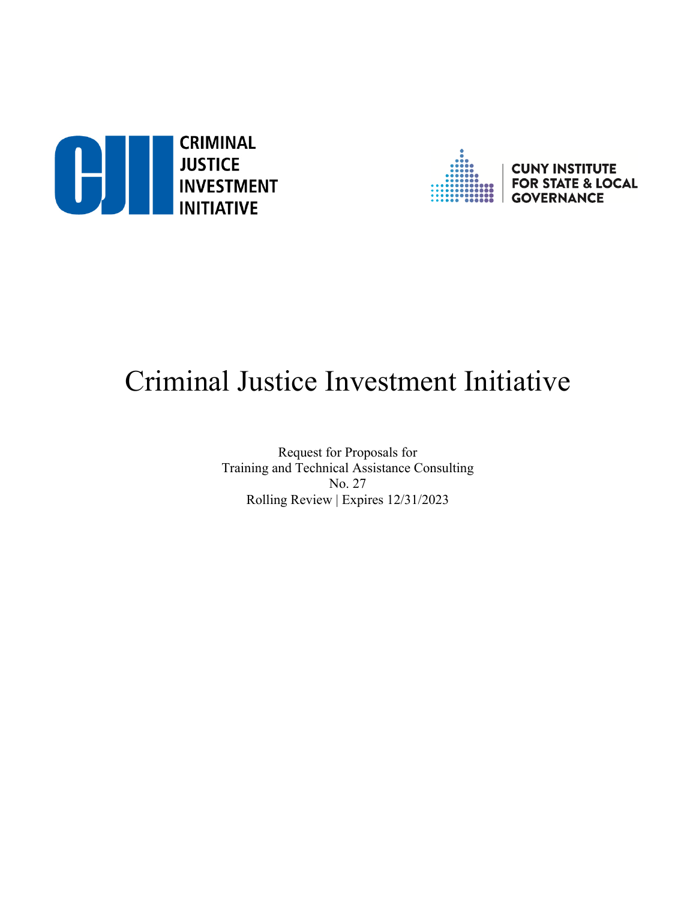CRIMINAL JUSTICE INVESTMENT INITIATIVE

CUNY INSTITUTE FOR STATE & LOCAL GOVERNANCE

# Criminal Justice Investment Initiative

Request for Proposals for
Training and Technical Assistance Consulting
No. 27
Rolling Review | Expires 12/31/2023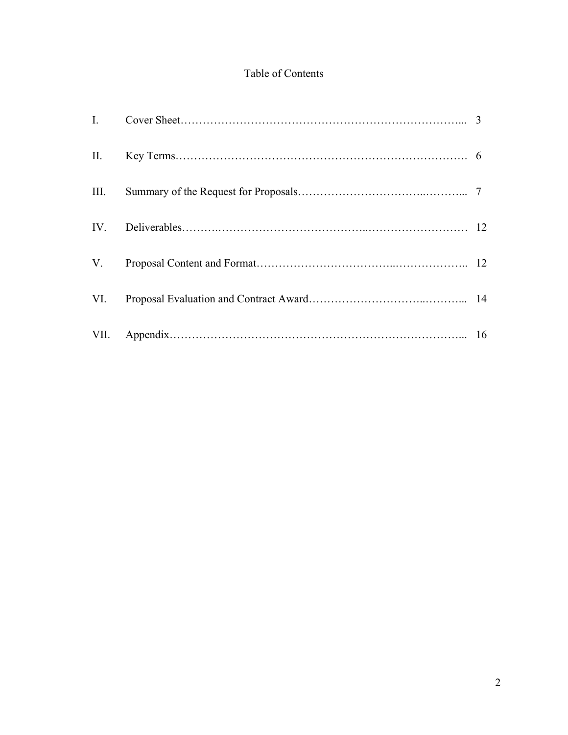# Table of Contents

| | | |
|---|---|---|
| I. | Cover Sheet | 3 |
| II. | Key Terms | 6 |
| III. | Summary of the Request for Proposals | 7 |
| IV. | Deliverables | 12 |
| V. | Proposal Content and Format | 12 |
| VI. | Proposal Evaluation and Contract Award | 14 |
| VII. | Appendix | 16 |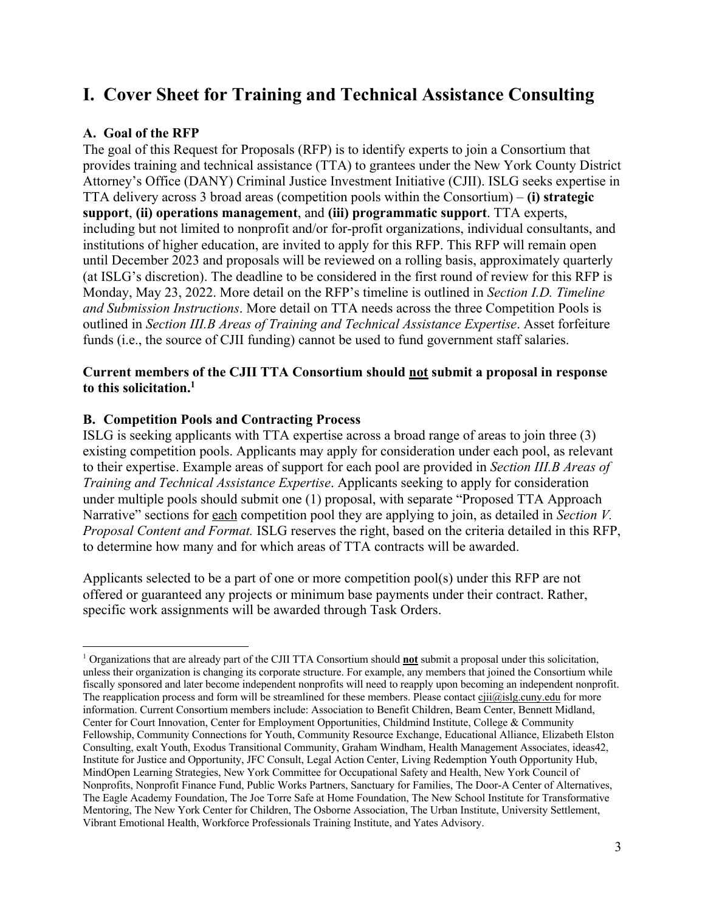## I. Cover Sheet for Training and Technical Assistance Consulting

### A. Goal of the RFP

The goal of this Request for Proposals (RFP) is to identify experts to join a Consortium that provides training and technical assistance (TTA) to grantees under the New York County District Attorney's Office (DANY) Criminal Justice Investment Initiative (CJII). ISLG seeks expertise in TTA delivery across 3 broad areas (competition pools within the Consortium) – **(i) strategic support**, **(ii) operations management**, and **(iii) programmatic support**. TTA experts, including but not limited to nonprofit and/or for-profit organizations, individual consultants, and institutions of higher education, are invited to apply for this RFP. This RFP will remain open until December 2023 and proposals will be reviewed on a rolling basis, approximately quarterly (at ISLG's discretion). The deadline to be considered in the first round of review for this RFP is Monday, May 23, 2022. More detail on the RFP's timeline is outlined in *Section I.D. Timeline and Submission Instructions*. More detail on TTA needs across the three Competition Pools is outlined in *Section III.B Areas of Training and Technical Assistance Expertise*. Asset forfeiture funds (i.e., the source of CJII funding) cannot be used to fund government staff salaries.

**Current members of the CJII TTA Consortium should <u>not</u> submit a proposal in response to this solicitation.[1]**

### B. Competition Pools and Contracting Process

ISLG is seeking applicants with TTA expertise across a broad range of areas to join three (3) existing competition pools. Applicants may apply for consideration under each pool, as relevant to their expertise. Example areas of support for each pool are provided in *Section III.B Areas of Training and Technical Assistance Expertise*. Applicants seeking to apply for consideration under multiple pools should submit one (1) proposal, with separate "Proposed TTA Approach Narrative" sections for <u>each</u> competition pool they are applying to join, as detailed in *Section V. Proposal Content and Format.* ISLG reserves the right, based on the criteria detailed in this RFP, to determine how many and for which areas of TTA contracts will be awarded.

Applicants selected to be a part of one or more competition pool(s) under this RFP are not offered or guaranteed any projects or minimum base payments under their contract. Rather, specific work assignments will be awarded through Task Orders.

---

[1] Organizations that are already part of the CJII TTA Consortium should **<u>not</u>** submit a proposal under this solicitation, unless their organization is changing its corporate structure. For example, any members that joined the Consortium while fiscally sponsored and later become independent nonprofits will need to reapply upon becoming an independent nonprofit. The reapplication process and form will be streamlined for these members. Please contact <u>cjii@islg.cuny.edu</u> for more information. Current Consortium members include: Association to Benefit Children, Beam Center, Bennett Midland, Center for Court Innovation, Center for Employment Opportunities, Childmind Institute, College & Community Fellowship, Community Connections for Youth, Community Resource Exchange, Educational Alliance, Elizabeth Elston Consulting, exalt Youth, Exodus Transitional Community, Graham Windham, Health Management Associates, ideas42, Institute for Justice and Opportunity, JFC Consult, Legal Action Center, Living Redemption Youth Opportunity Hub, MindOpen Learning Strategies, New York Committee for Occupational Safety and Health, New York Council of Nonprofits, Nonprofit Finance Fund, Public Works Partners, Sanctuary for Families, The Door-A Center of Alternatives, The Eagle Academy Foundation, The Joe Torre Safe at Home Foundation, The New School Institute for Transformative Mentoring, The New York Center for Children, The Osborne Association, The Urban Institute, University Settlement, Vibrant Emotional Health, Workforce Professionals Training Institute, and Yates Advisory.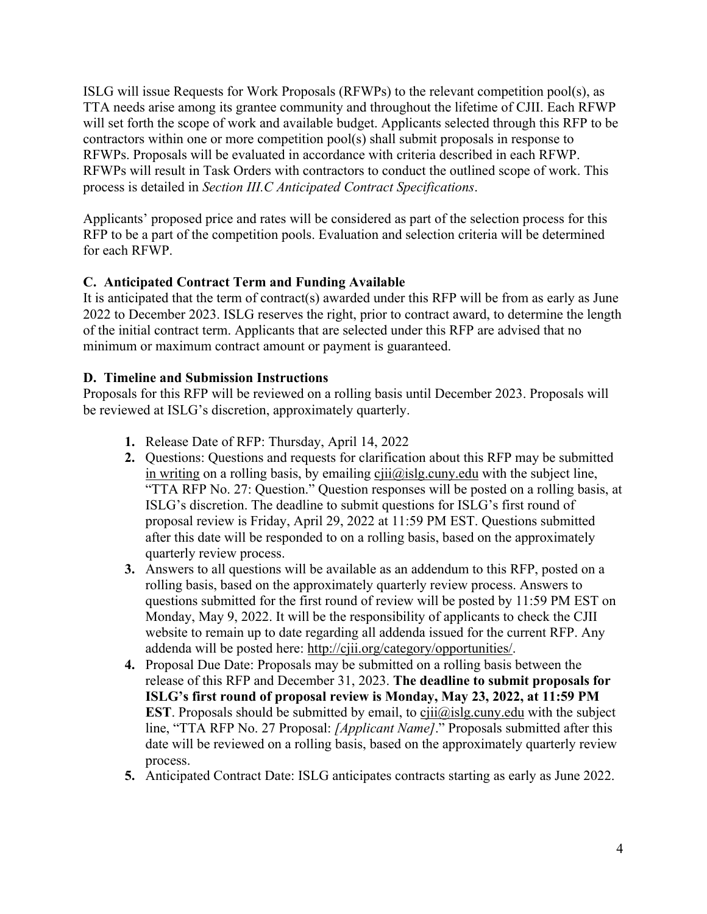ISLG will issue Requests for Work Proposals (RFWPs) to the relevant competition pool(s), as TTA needs arise among its grantee community and throughout the lifetime of CJII. Each RFWP will set forth the scope of work and available budget. Applicants selected through this RFP to be contractors within one or more competition pool(s) shall submit proposals in response to RFWPs. Proposals will be evaluated in accordance with criteria described in each RFWP. RFWPs will result in Task Orders with contractors to conduct the outlined scope of work. This process is detailed in *Section III.C Anticipated Contract Specifications*.

Applicants' proposed price and rates will be considered as part of the selection process for this RFP to be a part of the competition pools. Evaluation and selection criteria will be determined for each RFWP.

### C. Anticipated Contract Term and Funding Available

It is anticipated that the term of contract(s) awarded under this RFP will be from as early as June 2022 to December 2023. ISLG reserves the right, prior to contract award, to determine the length of the initial contract term. Applicants that are selected under this RFP are advised that no minimum or maximum contract amount or payment is guaranteed.

### D. Timeline and Submission Instructions

Proposals for this RFP will be reviewed on a rolling basis until December 2023. Proposals will be reviewed at ISLG's discretion, approximately quarterly.

1. Release Date of RFP: Thursday, April 14, 2022
2. Questions: Questions and requests for clarification about this RFP may be submitted in writing on a rolling basis, by emailing cjii@islg.cuny.edu with the subject line, "TTA RFP No. 27: Question." Question responses will be posted on a rolling basis, at ISLG's discretion. The deadline to submit questions for ISLG's first round of proposal review is Friday, April 29, 2022 at 11:59 PM EST. Questions submitted after this date will be responded to on a rolling basis, based on the approximately quarterly review process.
3. Answers to all questions will be available as an addendum to this RFP, posted on a rolling basis, based on the approximately quarterly review process. Answers to questions submitted for the first round of review will be posted by 11:59 PM EST on Monday, May 9, 2022. It will be the responsibility of applicants to check the CJII website to remain up to date regarding all addenda issued for the current RFP. Any addenda will be posted here: http://cjii.org/category/opportunities/.
4. Proposal Due Date: Proposals may be submitted on a rolling basis between the release of this RFP and December 31, 2023. **The deadline to submit proposals for ISLG's first round of proposal review is Monday, May 23, 2022, at 11:59 PM EST**. Proposals should be submitted by email, to cjii@islg.cuny.edu with the subject line, "TTA RFP No. 27 Proposal: *[Applicant Name]*." Proposals submitted after this date will be reviewed on a rolling basis, based on the approximately quarterly review process.
5. Anticipated Contract Date: ISLG anticipates contracts starting as early as June 2022.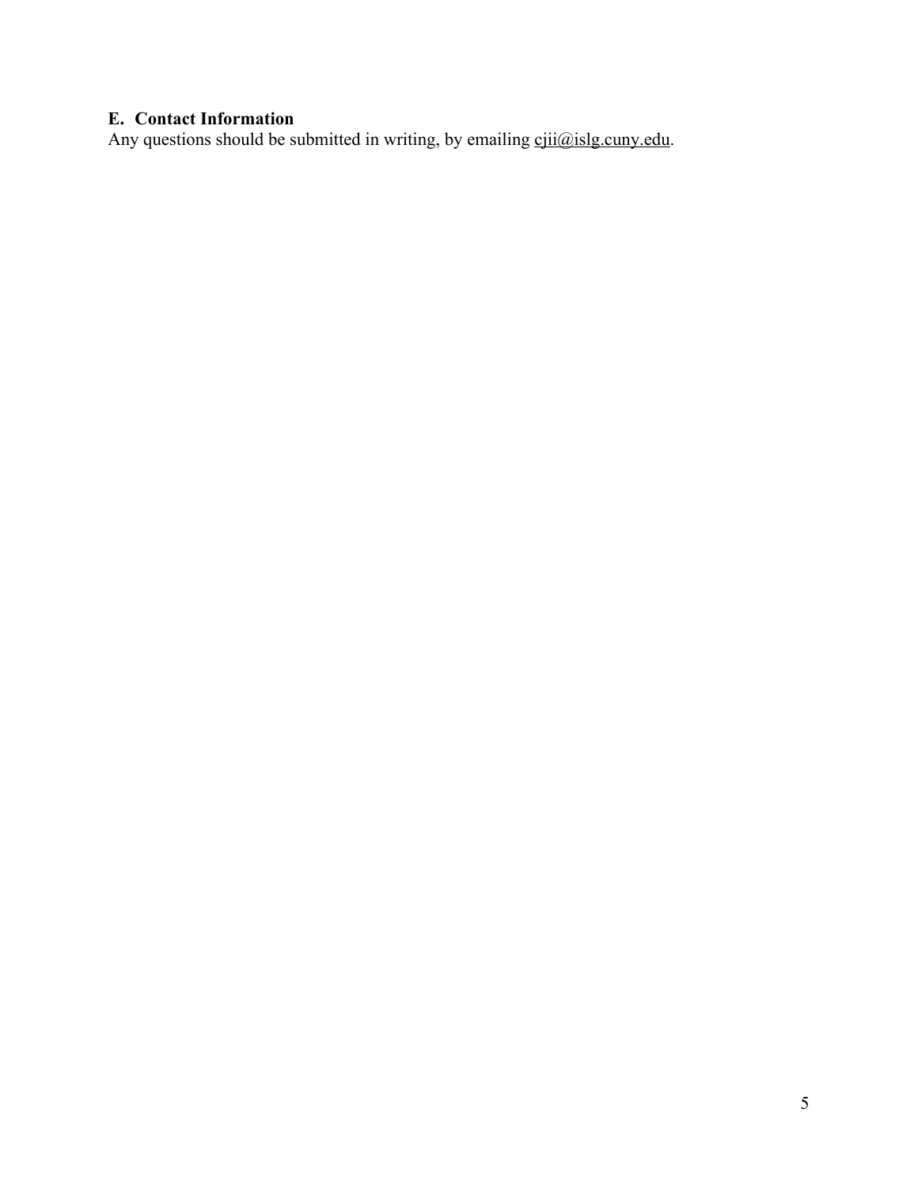### E. Contact Information

Any questions should be submitted in writing, by emailing cjii@islg.cuny.edu.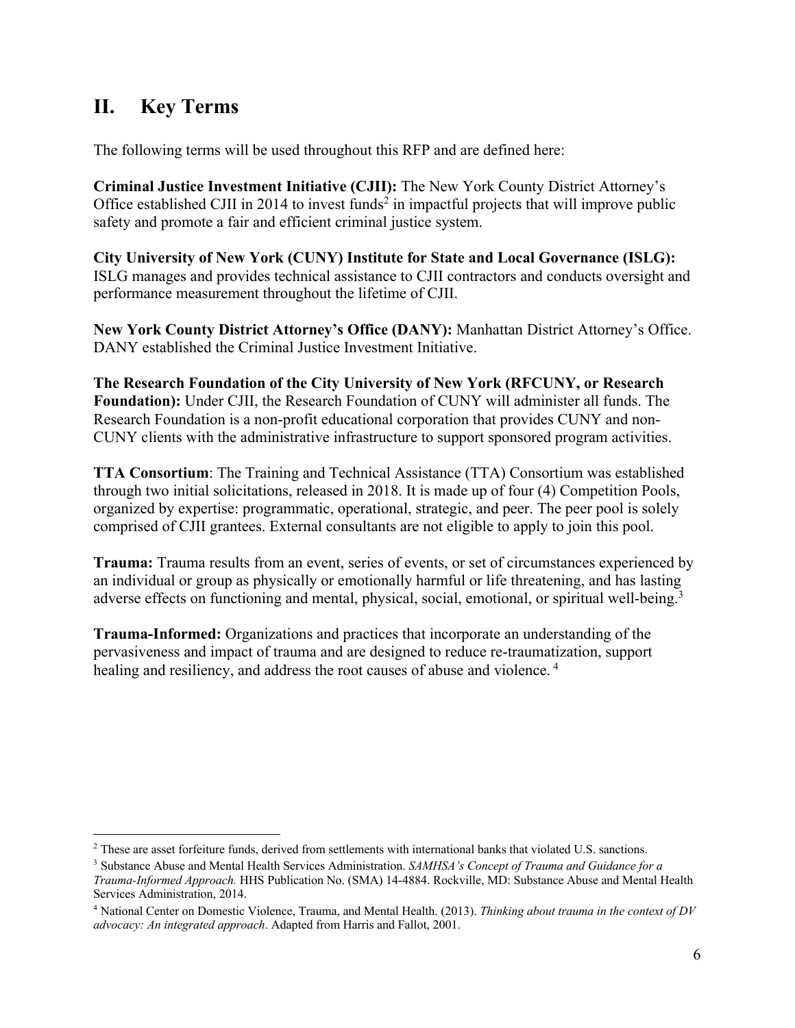## II. Key Terms

The following terms will be used throughout this RFP and are defined here:

**Criminal Justice Investment Initiative (CJII):** The New York County District Attorney's Office established CJII in 2014 to invest funds[2] in impactful projects that will improve public safety and promote a fair and efficient criminal justice system.

**City University of New York (CUNY) Institute for State and Local Governance (ISLG):** ISLG manages and provides technical assistance to CJII contractors and conducts oversight and performance measurement throughout the lifetime of CJII.

**New York County District Attorney's Office (DANY):** Manhattan District Attorney's Office. DANY established the Criminal Justice Investment Initiative.

**The Research Foundation of the City University of New York (RFCUNY, or Research Foundation):** Under CJII, the Research Foundation of CUNY will administer all funds. The Research Foundation is a non-profit educational corporation that provides CUNY and non-CUNY clients with the administrative infrastructure to support sponsored program activities.

**TTA Consortium**: The Training and Technical Assistance (TTA) Consortium was established through two initial solicitations, released in 2018. It is made up of four (4) Competition Pools, organized by expertise: programmatic, operational, strategic, and peer. The peer pool is solely comprised of CJII grantees. External consultants are not eligible to apply to join this pool.

**Trauma:** Trauma results from an event, series of events, or set of circumstances experienced by an individual or group as physically or emotionally harmful or life threatening, and has lasting adverse effects on functioning and mental, physical, social, emotional, or spiritual well-being.[3]

**Trauma-Informed:** Organizations and practices that incorporate an understanding of the pervasiveness and impact of trauma and are designed to reduce re-traumatization, support healing and resiliency, and address the root causes of abuse and violence.[4]

---

[2] These are asset forfeiture funds, derived from settlements with international banks that violated U.S. sanctions.

[3] Substance Abuse and Mental Health Services Administration. *SAMHSA's Concept of Trauma and Guidance for a Trauma-Informed Approach.* HHS Publication No. (SMA) 14-4884. Rockville, MD: Substance Abuse and Mental Health Services Administration, 2014.

[4] National Center on Domestic Violence, Trauma, and Mental Health. (2013). *Thinking about trauma in the context of DV advocacy: An integrated approach*. Adapted from Harris and Fallot, 2001.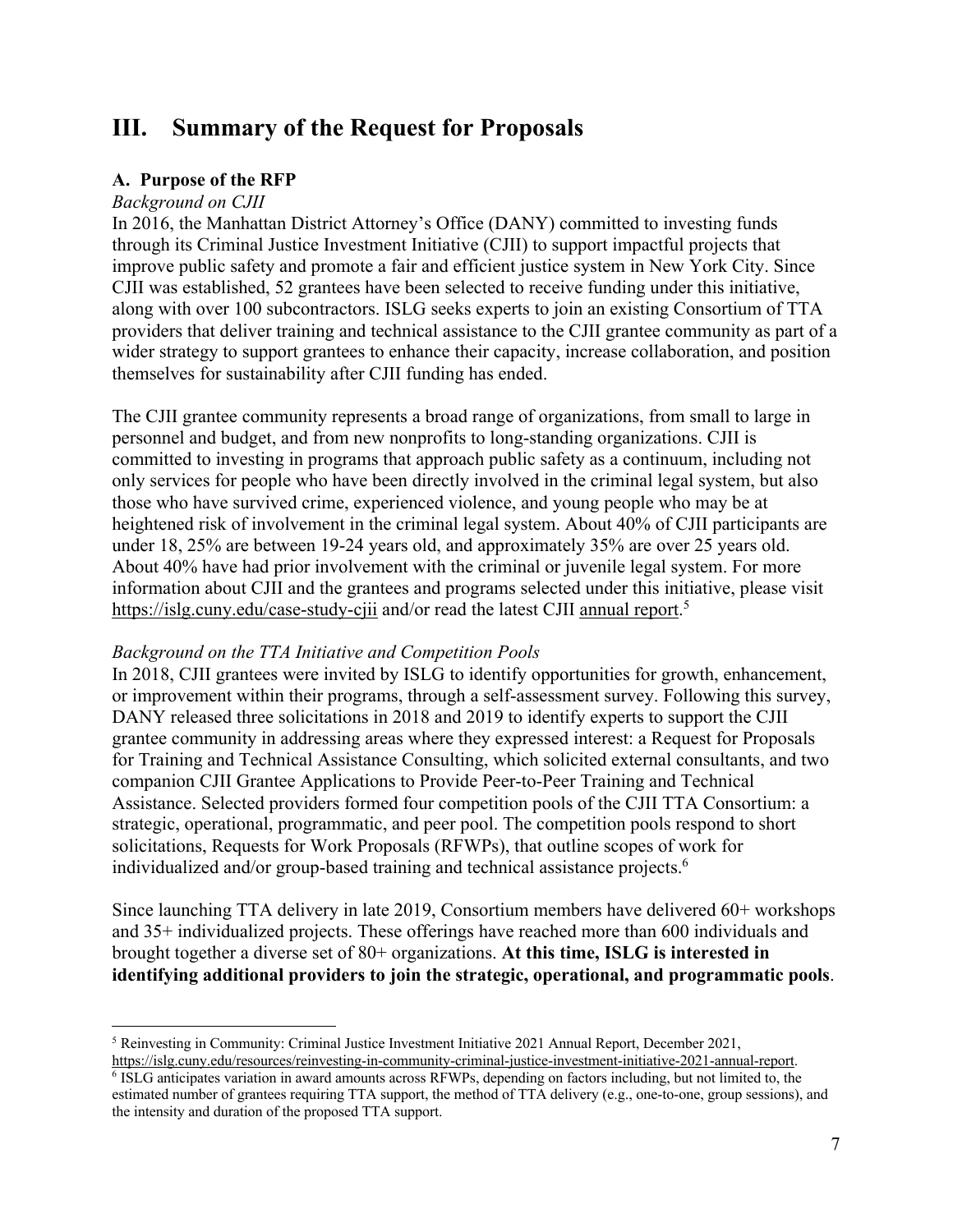## III. Summary of the Request for Proposals

### A. Purpose of the RFP

*Background on CJII*

In 2016, the Manhattan District Attorney's Office (DANY) committed to investing funds through its Criminal Justice Investment Initiative (CJII) to support impactful projects that improve public safety and promote a fair and efficient justice system in New York City. Since CJII was established, 52 grantees have been selected to receive funding under this initiative, along with over 100 subcontractors. ISLG seeks experts to join an existing Consortium of TTA providers that deliver training and technical assistance to the CJII grantee community as part of a wider strategy to support grantees to enhance their capacity, increase collaboration, and position themselves for sustainability after CJII funding has ended.

The CJII grantee community represents a broad range of organizations, from small to large in personnel and budget, and from new nonprofits to long-standing organizations. CJII is committed to investing in programs that approach public safety as a continuum, including not only services for people who have been directly involved in the criminal legal system, but also those who have survived crime, experienced violence, and young people who may be at heightened risk of involvement in the criminal legal system. About 40% of CJII participants are under 18, 25% are between 19-24 years old, and approximately 35% are over 25 years old. About 40% have had prior involvement with the criminal or juvenile legal system. For more information about CJII and the grantees and programs selected under this initiative, please visit https://islg.cuny.edu/case-study-cjii and/or read the latest CJII annual report.[5]

*Background on the TTA Initiative and Competition Pools*

In 2018, CJII grantees were invited by ISLG to identify opportunities for growth, enhancement, or improvement within their programs, through a self-assessment survey. Following this survey, DANY released three solicitations in 2018 and 2019 to identify experts to support the CJII grantee community in addressing areas where they expressed interest: a Request for Proposals for Training and Technical Assistance Consulting, which solicited external consultants, and two companion CJII Grantee Applications to Provide Peer-to-Peer Training and Technical Assistance. Selected providers formed four competition pools of the CJII TTA Consortium: a strategic, operational, programmatic, and peer pool. The competition pools respond to short solicitations, Requests for Work Proposals (RFWPs), that outline scopes of work for individualized and/or group-based training and technical assistance projects.[6]

Since launching TTA delivery in late 2019, Consortium members have delivered 60+ workshops and 35+ individualized projects. These offerings have reached more than 600 individuals and brought together a diverse set of 80+ organizations. **At this time, ISLG is interested in identifying additional providers to join the strategic, operational, and programmatic pools**.

---

[5] Reinvesting in Community: Criminal Justice Investment Initiative 2021 Annual Report, December 2021, https://islg.cuny.edu/resources/reinvesting-in-community-criminal-justice-investment-initiative-2021-annual-report.

[6] ISLG anticipates variation in award amounts across RFWPs, depending on factors including, but not limited to, the estimated number of grantees requiring TTA support, the method of TTA delivery (e.g., one-to-one, group sessions), and the intensity and duration of the proposed TTA support.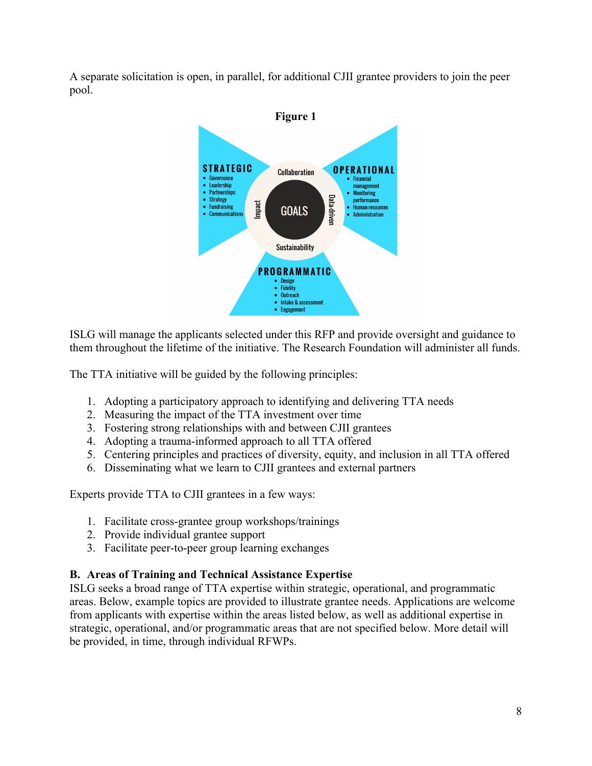A separate solicitation is open, in parallel, for additional CJII grantee providers to join the peer pool.

**Figure 1**

**STRATEGIC**
- Governance
- Leadership
- Partnerships
- Strategy
- Fundraising
- Communications

**OPERATIONAL**
- Financial management
- Monitoring performance
- Human resources
- Administration

**PROGRAMMATIC**
- Design
- Fidelity
- Outreach
- Intake & assessment
- Engagement

GOALS: Collaboration, Data-driven, Sustainability, Impact

ISLG will manage the applicants selected under this RFP and provide oversight and guidance to them throughout the lifetime of the initiative. The Research Foundation will administer all funds.

The TTA initiative will be guided by the following principles:

1. Adopting a participatory approach to identifying and delivering TTA needs
2. Measuring the impact of the TTA investment over time
3. Fostering strong relationships with and between CJII grantees
4. Adopting a trauma-informed approach to all TTA offered
5. Centering principles and practices of diversity, equity, and inclusion in all TTA offered
6. Disseminating what we learn to CJII grantees and external partners

Experts provide TTA to CJII grantees in a few ways:

1. Facilitate cross-grantee group workshops/trainings
2. Provide individual grantee support
3. Facilitate peer-to-peer group learning exchanges

### B. Areas of Training and Technical Assistance Expertise

ISLG seeks a broad range of TTA expertise within strategic, operational, and programmatic areas. Below, example topics are provided to illustrate grantee needs. Applications are welcome from applicants with expertise within the areas listed below, as well as additional expertise in strategic, operational, and/or programmatic areas that are not specified below. More detail will be provided, in time, through individual RFWPs.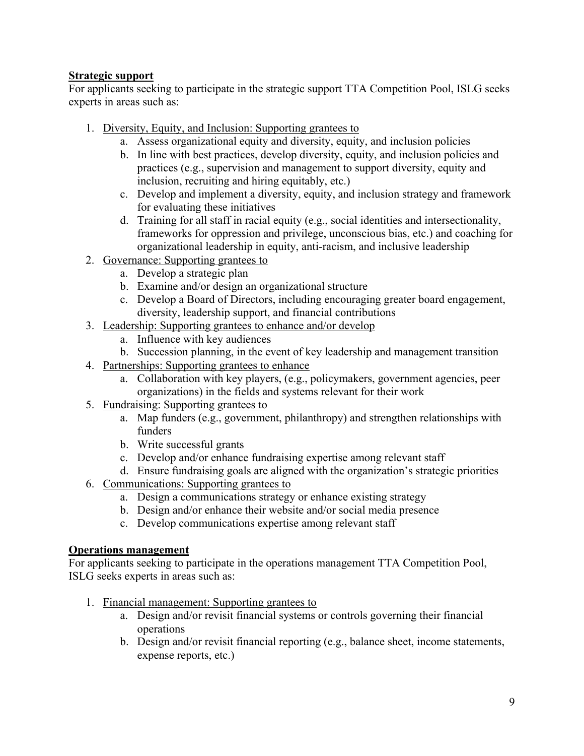**<u>Strategic support</u>**
For applicants seeking to participate in the strategic support TTA Competition Pool, ISLG seeks experts in areas such as:

1. <u>Diversity, Equity, and Inclusion: Supporting grantees to</u>
    a. Assess organizational equity and diversity, equity, and inclusion policies
    b. In line with best practices, develop diversity, equity, and inclusion policies and practices (e.g., supervision and management to support diversity, equity and inclusion, recruiting and hiring equitably, etc.)
    c. Develop and implement a diversity, equity, and inclusion strategy and framework for evaluating these initiatives
    d. Training for all staff in racial equity (e.g., social identities and intersectionality, frameworks for oppression and privilege, unconscious bias, etc.) and coaching for organizational leadership in equity, anti-racism, and inclusive leadership
2. <u>Governance: Supporting grantees to</u>
    a. Develop a strategic plan
    b. Examine and/or design an organizational structure
    c. Develop a Board of Directors, including encouraging greater board engagement, diversity, leadership support, and financial contributions
3. <u>Leadership: Supporting grantees to enhance and/or develop</u>
    a. Influence with key audiences
    b. Succession planning, in the event of key leadership and management transition
4. <u>Partnerships: Supporting grantees to enhance</u>
    a. Collaboration with key players, (e.g., policymakers, government agencies, peer organizations) in the fields and systems relevant for their work
5. <u>Fundraising: Supporting grantees to</u>
    a. Map funders (e.g., government, philanthropy) and strengthen relationships with funders
    b. Write successful grants
    c. Develop and/or enhance fundraising expertise among relevant staff
    d. Ensure fundraising goals are aligned with the organization's strategic priorities
6. <u>Communications: Supporting grantees to</u>
    a. Design a communications strategy or enhance existing strategy
    b. Design and/or enhance their website and/or social media presence
    c. Develop communications expertise among relevant staff

**<u>Operations management</u>**
For applicants seeking to participate in the operations management TTA Competition Pool, ISLG seeks experts in areas such as:

1. <u>Financial management: Supporting grantees to</u>
    a. Design and/or revisit financial systems or controls governing their financial operations
    b. Design and/or revisit financial reporting (e.g., balance sheet, income statements, expense reports, etc.)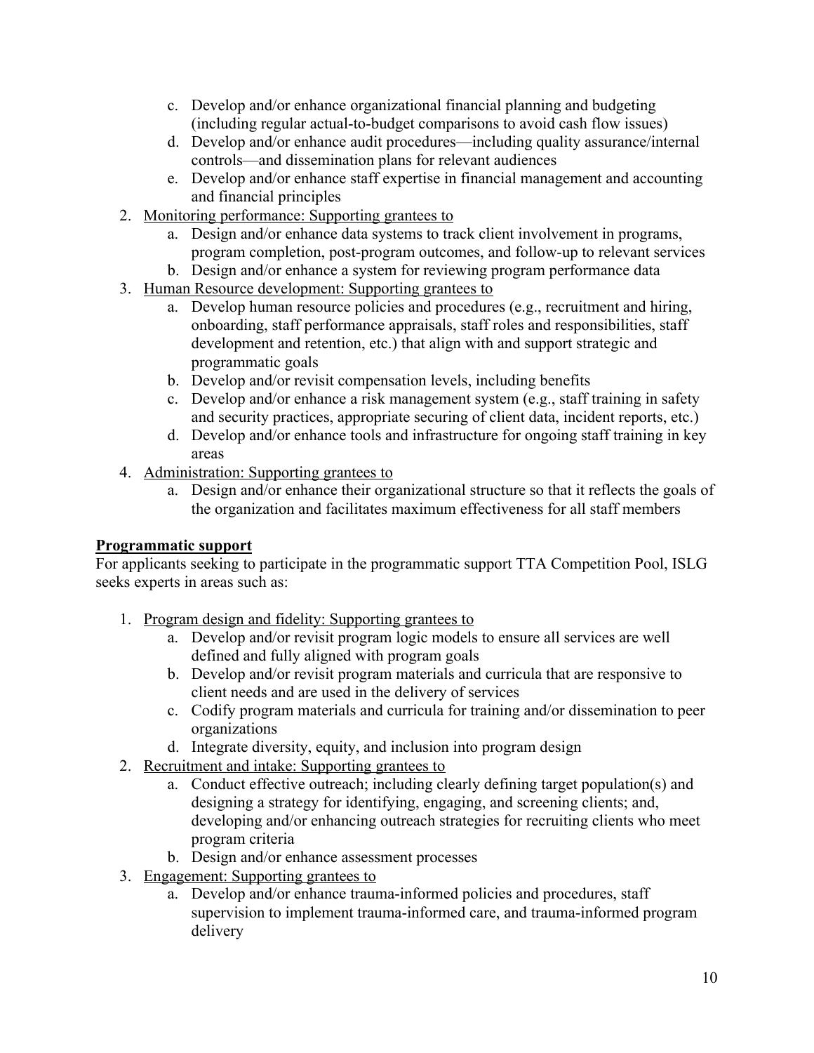c. Develop and/or enhance organizational financial planning and budgeting (including regular actual-to-budget comparisons to avoid cash flow issues)
   d. Develop and/or enhance audit procedures—including quality assurance/internal controls—and dissemination plans for relevant audiences
   e. Develop and/or enhance staff expertise in financial management and accounting and financial principles
2. Monitoring performance: Supporting grantees to
   a. Design and/or enhance data systems to track client involvement in programs, program completion, post-program outcomes, and follow-up to relevant services
   b. Design and/or enhance a system for reviewing program performance data
3. Human Resource development: Supporting grantees to
   a. Develop human resource policies and procedures (e.g., recruitment and hiring, onboarding, staff performance appraisals, staff roles and responsibilities, staff development and retention, etc.) that align with and support strategic and programmatic goals
   b. Develop and/or revisit compensation levels, including benefits
   c. Develop and/or enhance a risk management system (e.g., staff training in safety and security practices, appropriate securing of client data, incident reports, etc.)
   d. Develop and/or enhance tools and infrastructure for ongoing staff training in key areas
4. Administration: Supporting grantees to
   a. Design and/or enhance their organizational structure so that it reflects the goals of the organization and facilitates maximum effectiveness for all staff members

**Programmatic support**

For applicants seeking to participate in the programmatic support TTA Competition Pool, ISLG seeks experts in areas such as:

1. Program design and fidelity: Supporting grantees to
   a. Develop and/or revisit program logic models to ensure all services are well defined and fully aligned with program goals
   b. Develop and/or revisit program materials and curricula that are responsive to client needs and are used in the delivery of services
   c. Codify program materials and curricula for training and/or dissemination to peer organizations
   d. Integrate diversity, equity, and inclusion into program design
2. Recruitment and intake: Supporting grantees to
   a. Conduct effective outreach; including clearly defining target population(s) and designing a strategy for identifying, engaging, and screening clients; and, developing and/or enhancing outreach strategies for recruiting clients who meet program criteria
   b. Design and/or enhance assessment processes
3. Engagement: Supporting grantees to
   a. Develop and/or enhance trauma-informed policies and procedures, staff supervision to implement trauma-informed care, and trauma-informed program delivery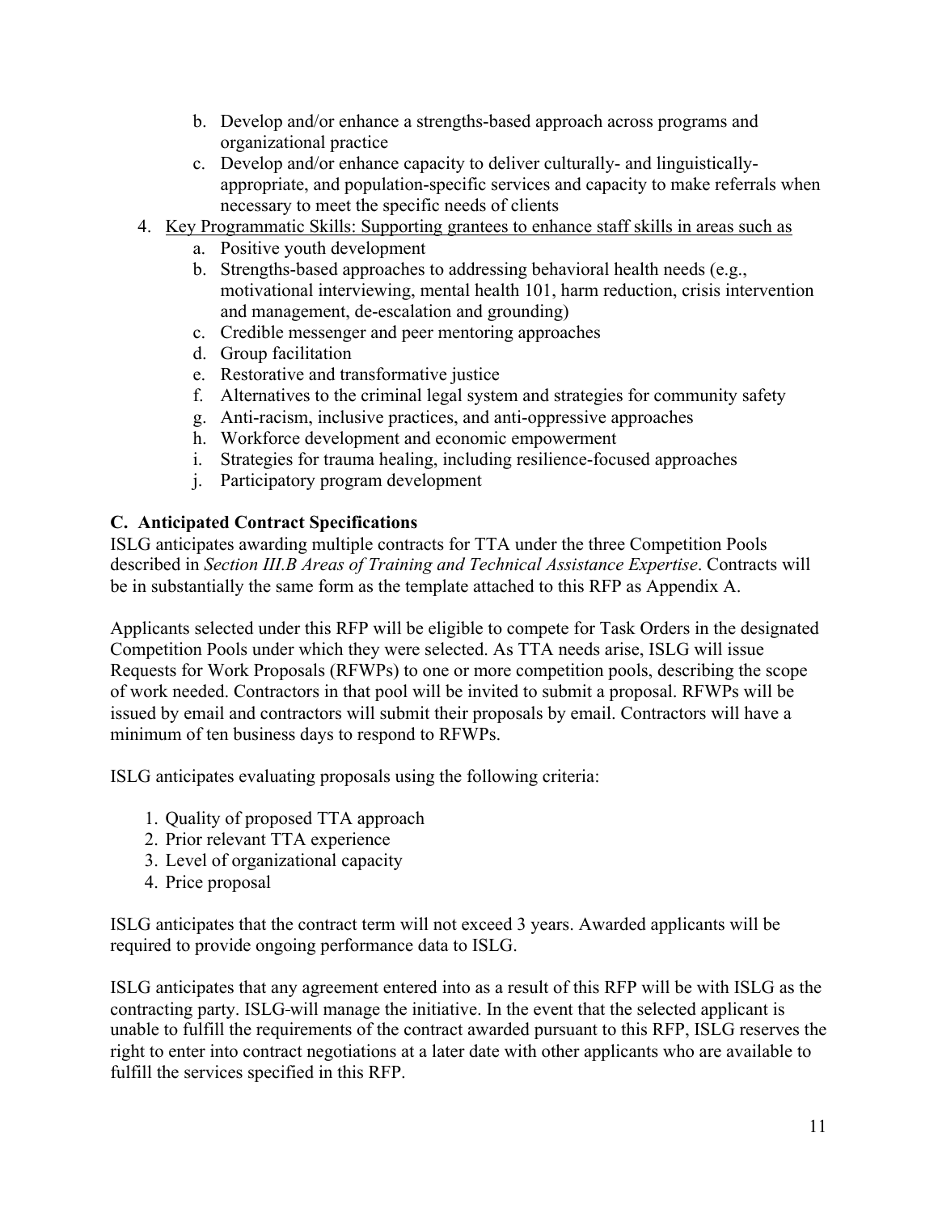b. Develop and/or enhance a strengths-based approach across programs and organizational practice
   c. Develop and/or enhance capacity to deliver culturally- and linguistically-appropriate, and population-specific services and capacity to make referrals when necessary to meet the specific needs of clients

4. Key Programmatic Skills: Supporting grantees to enhance staff skills in areas such as
   a. Positive youth development
   b. Strengths-based approaches to addressing behavioral health needs (e.g., motivational interviewing, mental health 101, harm reduction, crisis intervention and management, de-escalation and grounding)
   c. Credible messenger and peer mentoring approaches
   d. Group facilitation
   e. Restorative and transformative justice
   f. Alternatives to the criminal legal system and strategies for community safety
   g. Anti-racism, inclusive practices, and anti-oppressive approaches
   h. Workforce development and economic empowerment
   i. Strategies for trauma healing, including resilience-focused approaches
   j. Participatory program development

### C. Anticipated Contract Specifications

ISLG anticipates awarding multiple contracts for TTA under the three Competition Pools described in *Section III.B Areas of Training and Technical Assistance Expertise*. Contracts will be in substantially the same form as the template attached to this RFP as Appendix A.

Applicants selected under this RFP will be eligible to compete for Task Orders in the designated Competition Pools under which they were selected. As TTA needs arise, ISLG will issue Requests for Work Proposals (RFWPs) to one or more competition pools, describing the scope of work needed. Contractors in that pool will be invited to submit a proposal. RFWPs will be issued by email and contractors will submit their proposals by email. Contractors will have a minimum of ten business days to respond to RFWPs.

ISLG anticipates evaluating proposals using the following criteria:

1. Quality of proposed TTA approach
2. Prior relevant TTA experience
3. Level of organizational capacity
4. Price proposal

ISLG anticipates that the contract term will not exceed 3 years. Awarded applicants will be required to provide ongoing performance data to ISLG.

ISLG anticipates that any agreement entered into as a result of this RFP will be with ISLG as the contracting party. ISLG will manage the initiative. In the event that the selected applicant is unable to fulfill the requirements of the contract awarded pursuant to this RFP, ISLG reserves the right to enter into contract negotiations at a later date with other applicants who are available to fulfill the services specified in this RFP.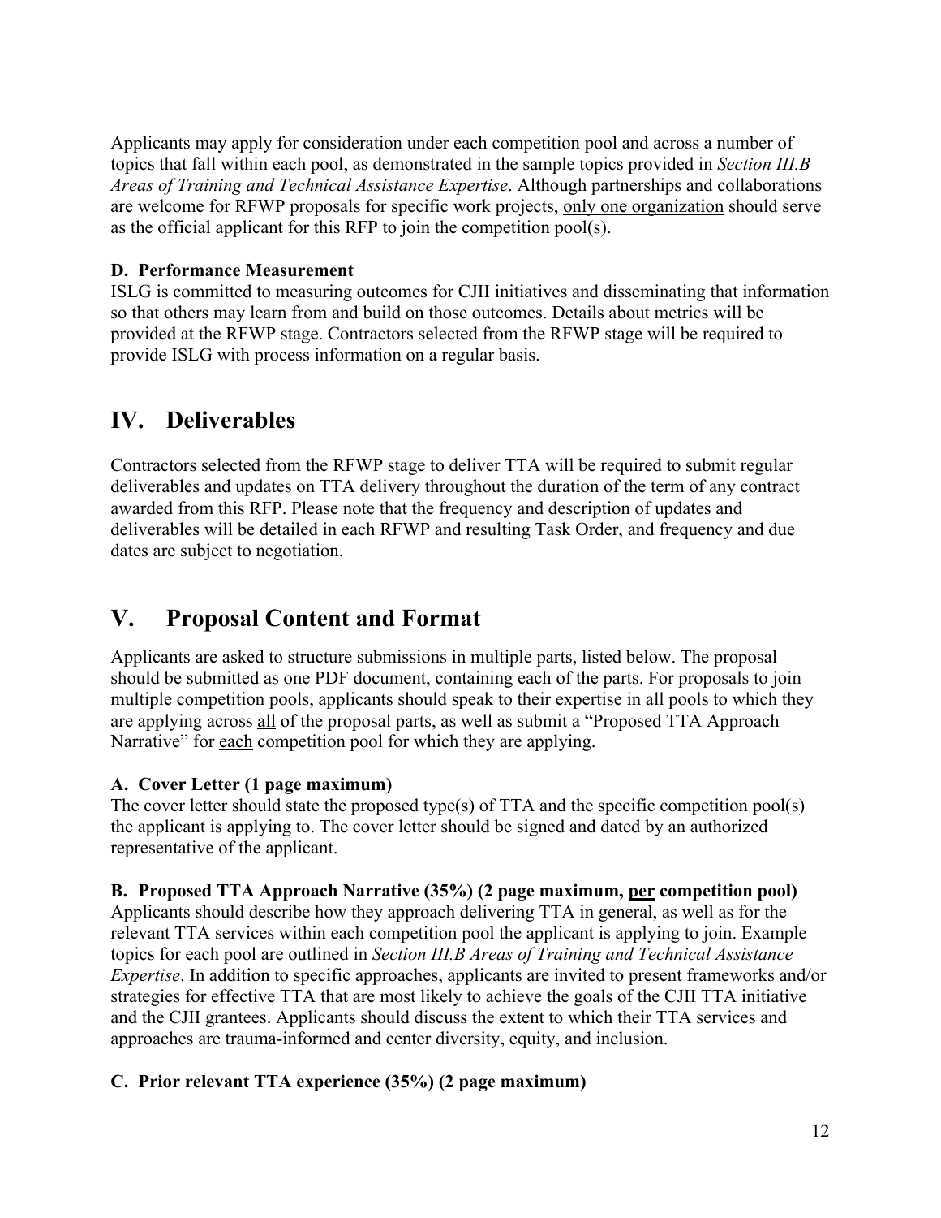Applicants may apply for consideration under each competition pool and across a number of topics that fall within each pool, as demonstrated in the sample topics provided in *Section III.B Areas of Training and Technical Assistance Expertise*. Although partnerships and collaborations are welcome for RFWP proposals for specific work projects, only one organization should serve as the official applicant for this RFP to join the competition pool(s).

**D. Performance Measurement**

ISLG is committed to measuring outcomes for CJII initiatives and disseminating that information so that others may learn from and build on those outcomes. Details about metrics will be provided at the RFWP stage. Contractors selected from the RFWP stage will be required to provide ISLG with process information on a regular basis.

# IV. Deliverables

Contractors selected from the RFWP stage to deliver TTA will be required to submit regular deliverables and updates on TTA delivery throughout the duration of the term of any contract awarded from this RFP. Please note that the frequency and description of updates and deliverables will be detailed in each RFWP and resulting Task Order, and frequency and due dates are subject to negotiation.

# V. Proposal Content and Format

Applicants are asked to structure submissions in multiple parts, listed below. The proposal should be submitted as one PDF document, containing each of the parts. For proposals to join multiple competition pools, applicants should speak to their expertise in all pools to which they are applying across all of the proposal parts, as well as submit a "Proposed TTA Approach Narrative" for each competition pool for which they are applying.

**A. Cover Letter (1 page maximum)**

The cover letter should state the proposed type(s) of TTA and the specific competition pool(s) the applicant is applying to. The cover letter should be signed and dated by an authorized representative of the applicant.

**B. Proposed TTA Approach Narrative (35%) (2 page maximum, per competition pool)**

Applicants should describe how they approach delivering TTA in general, as well as for the relevant TTA services within each competition pool the applicant is applying to join. Example topics for each pool are outlined in *Section III.B Areas of Training and Technical Assistance Expertise*. In addition to specific approaches, applicants are invited to present frameworks and/or strategies for effective TTA that are most likely to achieve the goals of the CJII TTA initiative and the CJII grantees. Applicants should discuss the extent to which their TTA services and approaches are trauma-informed and center diversity, equity, and inclusion.

**C. Prior relevant TTA experience (35%) (2 page maximum)**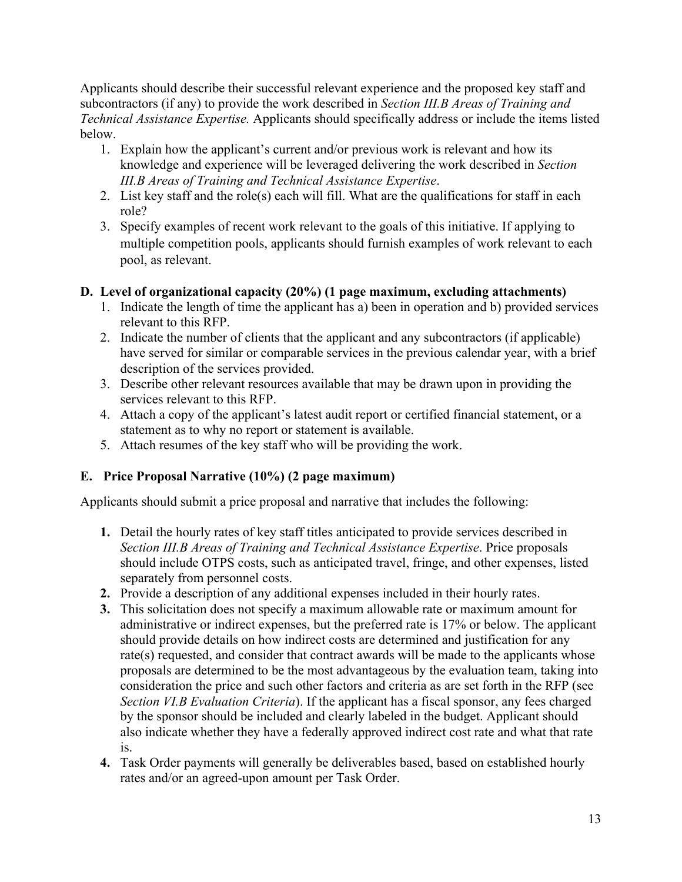Applicants should describe their successful relevant experience and the proposed key staff and subcontractors (if any) to provide the work described in *Section III.B Areas of Training and Technical Assistance Expertise.* Applicants should specifically address or include the items listed below.

1. Explain how the applicant's current and/or previous work is relevant and how its knowledge and experience will be leveraged delivering the work described in *Section III.B Areas of Training and Technical Assistance Expertise*.
2. List key staff and the role(s) each will fill. What are the qualifications for staff in each role?
3. Specify examples of recent work relevant to the goals of this initiative. If applying to multiple competition pools, applicants should furnish examples of work relevant to each pool, as relevant.

### D. Level of organizational capacity (20%) (1 page maximum, excluding attachments)

1. Indicate the length of time the applicant has a) been in operation and b) provided services relevant to this RFP.
2. Indicate the number of clients that the applicant and any subcontractors (if applicable) have served for similar or comparable services in the previous calendar year, with a brief description of the services provided.
3. Describe other relevant resources available that may be drawn upon in providing the services relevant to this RFP.
4. Attach a copy of the applicant's latest audit report or certified financial statement, or a statement as to why no report or statement is available.
5. Attach resumes of the key staff who will be providing the work.

### E. Price Proposal Narrative (10%) (2 page maximum)

Applicants should submit a price proposal and narrative that includes the following:

1. Detail the hourly rates of key staff titles anticipated to provide services described in *Section III.B Areas of Training and Technical Assistance Expertise*. Price proposals should include OTPS costs, such as anticipated travel, fringe, and other expenses, listed separately from personnel costs.
2. Provide a description of any additional expenses included in their hourly rates.
3. This solicitation does not specify a maximum allowable rate or maximum amount for administrative or indirect expenses, but the preferred rate is 17% or below. The applicant should provide details on how indirect costs are determined and justification for any rate(s) requested, and consider that contract awards will be made to the applicants whose proposals are determined to be the most advantageous by the evaluation team, taking into consideration the price and such other factors and criteria as are set forth in the RFP (see *Section VI.B Evaluation Criteria*). If the applicant has a fiscal sponsor, any fees charged by the sponsor should be included and clearly labeled in the budget. Applicant should also indicate whether they have a federally approved indirect cost rate and what that rate is.
4. Task Order payments will generally be deliverables based, based on established hourly rates and/or an agreed-upon amount per Task Order.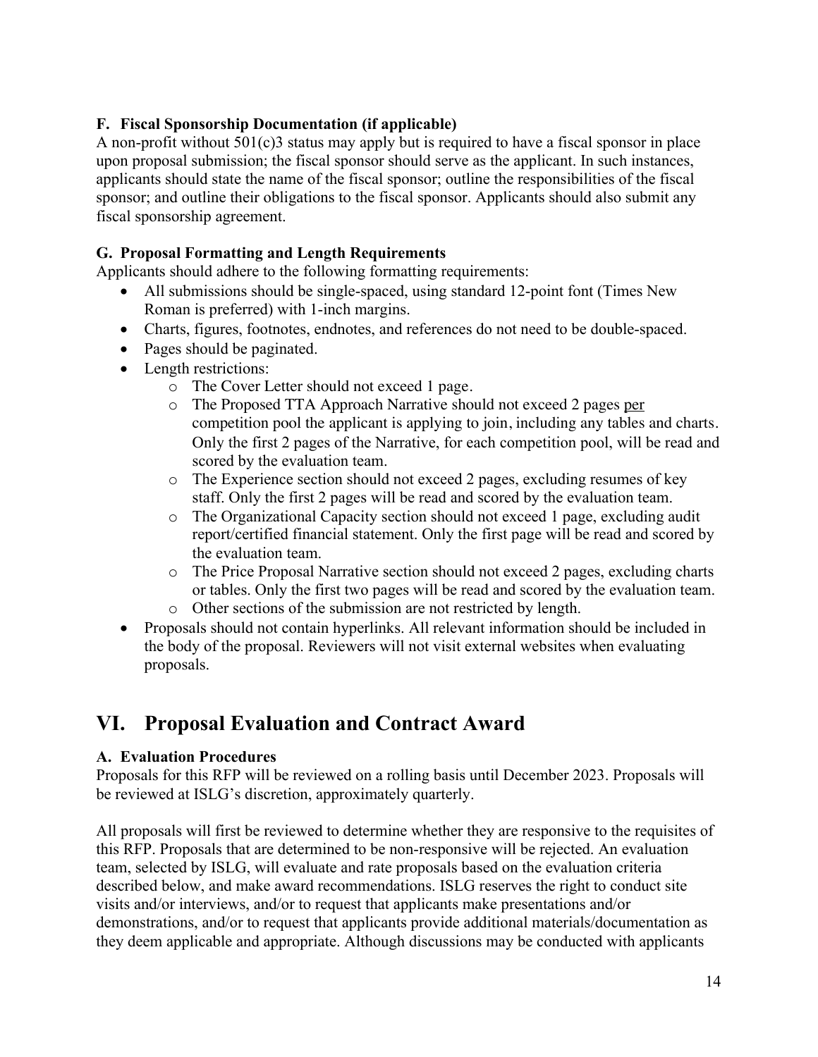### F. Fiscal Sponsorship Documentation (if applicable)

A non-profit without 501(c)3 status may apply but is required to have a fiscal sponsor in place upon proposal submission; the fiscal sponsor should serve as the applicant. In such instances, applicants should state the name of the fiscal sponsor; outline the responsibilities of the fiscal sponsor; and outline their obligations to the fiscal sponsor. Applicants should also submit any fiscal sponsorship agreement.

### G. Proposal Formatting and Length Requirements

Applicants should adhere to the following formatting requirements:

- All submissions should be single-spaced, using standard 12-point font (Times New Roman is preferred) with 1-inch margins.
- Charts, figures, footnotes, endnotes, and references do not need to be double-spaced.
- Pages should be paginated.
- Length restrictions:
  - The Cover Letter should not exceed 1 page.
  - The Proposed TTA Approach Narrative should not exceed 2 pages <u>per</u> competition pool the applicant is applying to join, including any tables and charts. Only the first 2 pages of the Narrative, for each competition pool, will be read and scored by the evaluation team.
  - The Experience section should not exceed 2 pages, excluding resumes of key staff. Only the first 2 pages will be read and scored by the evaluation team.
  - The Organizational Capacity section should not exceed 1 page, excluding audit report/certified financial statement. Only the first page will be read and scored by the evaluation team.
  - The Price Proposal Narrative section should not exceed 2 pages, excluding charts or tables. Only the first two pages will be read and scored by the evaluation team.
  - Other sections of the submission are not restricted by length.
- Proposals should not contain hyperlinks. All relevant information should be included in the body of the proposal. Reviewers will not visit external websites when evaluating proposals.

## VI. Proposal Evaluation and Contract Award

### A. Evaluation Procedures

Proposals for this RFP will be reviewed on a rolling basis until December 2023. Proposals will be reviewed at ISLG's discretion, approximately quarterly.

All proposals will first be reviewed to determine whether they are responsive to the requisites of this RFP. Proposals that are determined to be non-responsive will be rejected. An evaluation team, selected by ISLG, will evaluate and rate proposals based on the evaluation criteria described below, and make award recommendations. ISLG reserves the right to conduct site visits and/or interviews, and/or to request that applicants make presentations and/or demonstrations, and/or to request that applicants provide additional materials/documentation as they deem applicable and appropriate. Although discussions may be conducted with applicants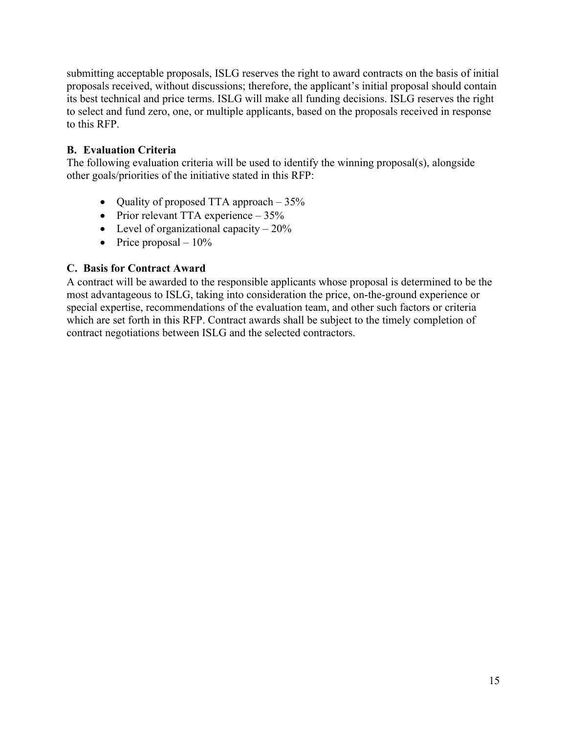submitting acceptable proposals, ISLG reserves the right to award contracts on the basis of initial proposals received, without discussions; therefore, the applicant's initial proposal should contain its best technical and price terms. ISLG will make all funding decisions. ISLG reserves the right to select and fund zero, one, or multiple applicants, based on the proposals received in response to this RFP.

### B. Evaluation Criteria

The following evaluation criteria will be used to identify the winning proposal(s), alongside other goals/priorities of the initiative stated in this RFP:

- Quality of proposed TTA approach – 35%
- Prior relevant TTA experience – 35%
- Level of organizational capacity – 20%
- Price proposal – 10%

### C. Basis for Contract Award

A contract will be awarded to the responsible applicants whose proposal is determined to be the most advantageous to ISLG, taking into consideration the price, on-the-ground experience or special expertise, recommendations of the evaluation team, and other such factors or criteria which are set forth in this RFP. Contract awards shall be subject to the timely completion of contract negotiations between ISLG and the selected contractors.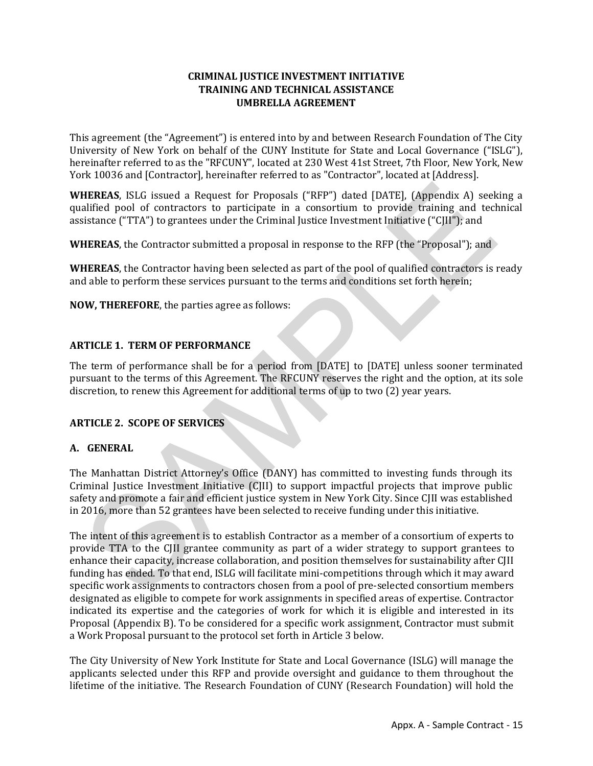**CRIMINAL JUSTICE INVESTMENT INITIATIVE**
**TRAINING AND TECHNICAL ASSISTANCE**
**UMBRELLA AGREEMENT**

This agreement (the "Agreement") is entered into by and between Research Foundation of The City University of New York on behalf of the CUNY Institute for State and Local Governance ("ISLG"), hereinafter referred to as the "RFCUNY", located at 230 West 41st Street, 7th Floor, New York, New York 10036 and [Contractor], hereinafter referred to as "Contractor", located at [Address].

**WHEREAS**, ISLG issued a Request for Proposals ("RFP") dated [DATE], (Appendix A) seeking a qualified pool of contractors to participate in a consortium to provide training and technical assistance ("TTA") to grantees under the Criminal Justice Investment Initiative ("CJII"); and

**WHEREAS**, the Contractor submitted a proposal in response to the RFP (the "Proposal"); and

**WHEREAS**, the Contractor having been selected as part of the pool of qualified contractors is ready and able to perform these services pursuant to the terms and conditions set forth herein;

**NOW, THEREFORE**, the parties agree as follows:

## ARTICLE 1. TERM OF PERFORMANCE

The term of performance shall be for a period from [DATE] to [DATE] unless sooner terminated pursuant to the terms of this Agreement. The RFCUNY reserves the right and the option, at its sole discretion, to renew this Agreement for additional terms of up to two (2) year years.

## ARTICLE 2. SCOPE OF SERVICES

### A. GENERAL

The Manhattan District Attorney's Office (DANY) has committed to investing funds through its Criminal Justice Investment Initiative (CJII) to support impactful projects that improve public safety and promote a fair and efficient justice system in New York City. Since CJII was established in 2016, more than 52 grantees have been selected to receive funding under this initiative.

The intent of this agreement is to establish Contractor as a member of a consortium of experts to provide TTA to the CJII grantee community as part of a wider strategy to support grantees to enhance their capacity, increase collaboration, and position themselves for sustainability after CJII funding has ended. To that end, ISLG will facilitate mini-competitions through which it may award specific work assignments to contractors chosen from a pool of pre-selected consortium members designated as eligible to compete for work assignments in specified areas of expertise. Contractor indicated its expertise and the categories of work for which it is eligible and interested in its Proposal (Appendix B). To be considered for a specific work assignment, Contractor must submit a Work Proposal pursuant to the protocol set forth in Article 3 below.

The City University of New York Institute for State and Local Governance (ISLG) will manage the applicants selected under this RFP and provide oversight and guidance to them throughout the lifetime of the initiative. The Research Foundation of CUNY (Research Foundation) will hold the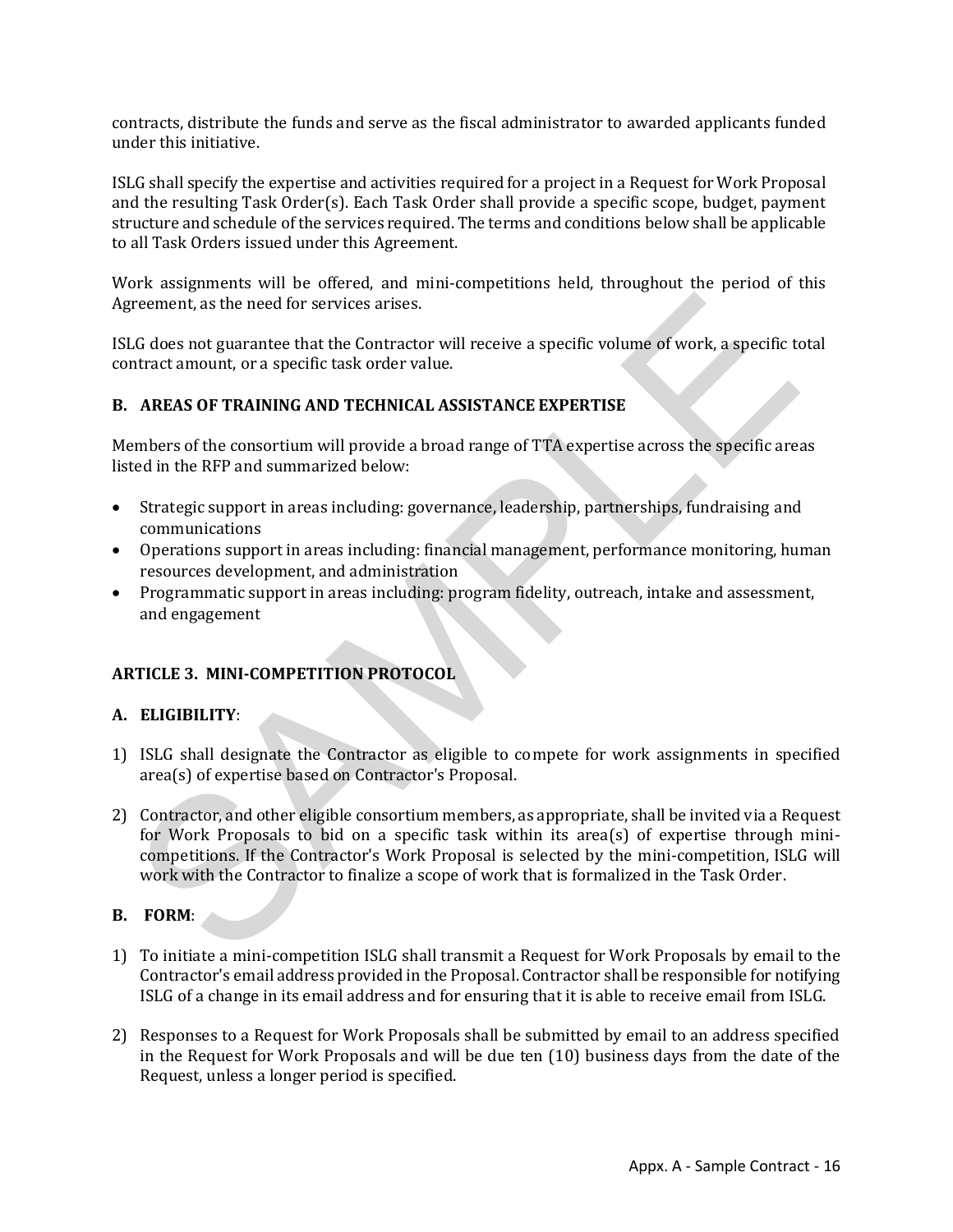contracts, distribute the funds and serve as the fiscal administrator to awarded applicants funded under this initiative.

ISLG shall specify the expertise and activities required for a project in a Request for Work Proposal and the resulting Task Order(s). Each Task Order shall provide a specific scope, budget, payment structure and schedule of the services required. The terms and conditions below shall be applicable to all Task Orders issued under this Agreement.

Work assignments will be offered, and mini-competitions held, throughout the period of this Agreement, as the need for services arises.

ISLG does not guarantee that the Contractor will receive a specific volume of work, a specific total contract amount, or a specific task order value.

**B. AREAS OF TRAINING AND TECHNICAL ASSISTANCE EXPERTISE**

Members of the consortium will provide a broad range of TTA expertise across the specific areas listed in the RFP and summarized below:

- Strategic support in areas including: governance, leadership, partnerships, fundraising and communications
- Operations support in areas including: financial management, performance monitoring, human resources development, and administration
- Programmatic support in areas including: program fidelity, outreach, intake and assessment, and engagement

**ARTICLE 3. MINI-COMPETITION PROTOCOL**

**A. ELIGIBILITY**:

1) ISLG shall designate the Contractor as eligible to compete for work assignments in specified area(s) of expertise based on Contractor's Proposal.

2) Contractor, and other eligible consortium members, as appropriate, shall be invited via a Request for Work Proposals to bid on a specific task within its area(s) of expertise through mini-competitions. If the Contractor's Work Proposal is selected by the mini-competition, ISLG will work with the Contractor to finalize a scope of work that is formalized in the Task Order.

**B. FORM**:

1) To initiate a mini-competition ISLG shall transmit a Request for Work Proposals by email to the Contractor's email address provided in the Proposal. Contractor shall be responsible for notifying ISLG of a change in its email address and for ensuring that it is able to receive email from ISLG.

2) Responses to a Request for Work Proposals shall be submitted by email to an address specified in the Request for Work Proposals and will be due ten (10) business days from the date of the Request, unless a longer period is specified.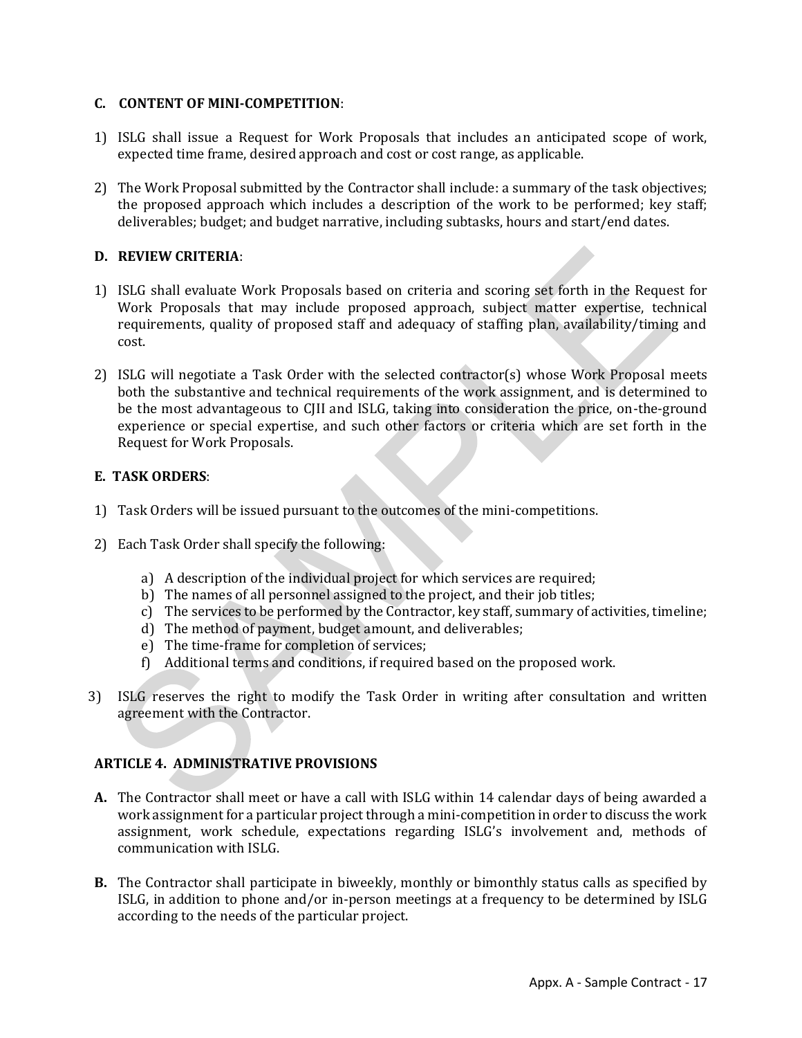**C. CONTENT OF MINI-COMPETITION**:

1) ISLG shall issue a Request for Work Proposals that includes an anticipated scope of work, expected time frame, desired approach and cost or cost range, as applicable.

2) The Work Proposal submitted by the Contractor shall include: a summary of the task objectives; the proposed approach which includes a description of the work to be performed; key staff; deliverables; budget; and budget narrative, including subtasks, hours and start/end dates.

**D. REVIEW CRITERIA**:

1) ISLG shall evaluate Work Proposals based on criteria and scoring set forth in the Request for Work Proposals that may include proposed approach, subject matter expertise, technical requirements, quality of proposed staff and adequacy of staffing plan, availability/timing and cost.

2) ISLG will negotiate a Task Order with the selected contractor(s) whose Work Proposal meets both the substantive and technical requirements of the work assignment, and is determined to be the most advantageous to CJII and ISLG, taking into consideration the price, on-the-ground experience or special expertise, and such other factors or criteria which are set forth in the Request for Work Proposals.

**E. TASK ORDERS**:

1) Task Orders will be issued pursuant to the outcomes of the mini-competitions.

2) Each Task Order shall specify the following:

   a) A description of the individual project for which services are required;
   b) The names of all personnel assigned to the project, and their job titles;
   c) The services to be performed by the Contractor, key staff, summary of activities, timeline;
   d) The method of payment, budget amount, and deliverables;
   e) The time-frame for completion of services;
   f) Additional terms and conditions, if required based on the proposed work.

3) ISLG reserves the right to modify the Task Order in writing after consultation and written agreement with the Contractor.

**ARTICLE 4. ADMINISTRATIVE PROVISIONS**

**A.** The Contractor shall meet or have a call with ISLG within 14 calendar days of being awarded a work assignment for a particular project through a mini-competition in order to discuss the work assignment, work schedule, expectations regarding ISLG's involvement and, methods of communication with ISLG.

**B.** The Contractor shall participate in biweekly, monthly or bimonthly status calls as specified by ISLG, in addition to phone and/or in-person meetings at a frequency to be determined by ISLG according to the needs of the particular project.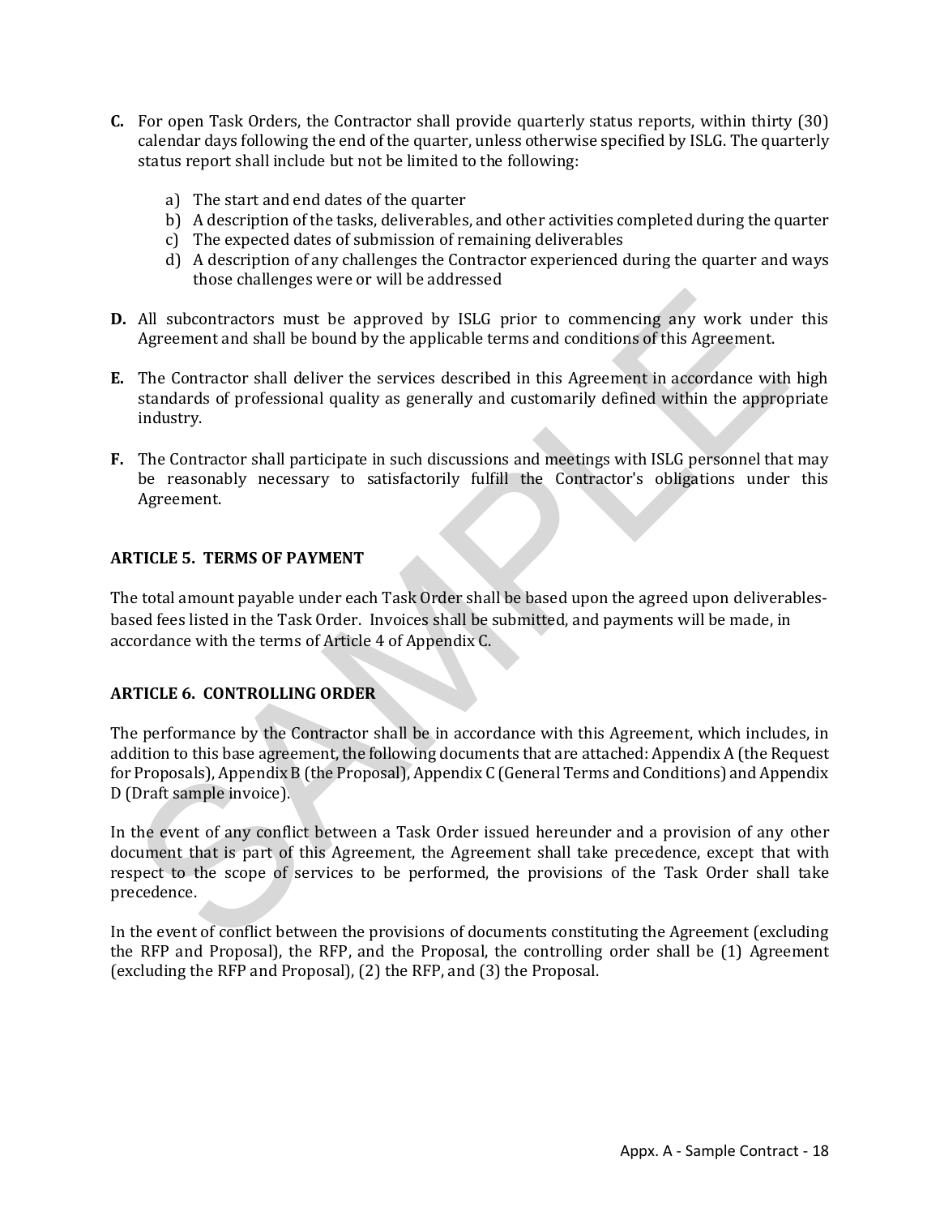**C.** For open Task Orders, the Contractor shall provide quarterly status reports, within thirty (30) calendar days following the end of the quarter, unless otherwise specified by ISLG. The quarterly status report shall include but not be limited to the following:

a) The start and end dates of the quarter
b) A description of the tasks, deliverables, and other activities completed during the quarter
c) The expected dates of submission of remaining deliverables
d) A description of any challenges the Contractor experienced during the quarter and ways those challenges were or will be addressed

**D.** All subcontractors must be approved by ISLG prior to commencing any work under this Agreement and shall be bound by the applicable terms and conditions of this Agreement.

**E.** The Contractor shall deliver the services described in this Agreement in accordance with high standards of professional quality as generally and customarily defined within the appropriate industry.

**F.** The Contractor shall participate in such discussions and meetings with ISLG personnel that may be reasonably necessary to satisfactorily fulfill the Contractor's obligations under this Agreement.

## ARTICLE 5. TERMS OF PAYMENT

The total amount payable under each Task Order shall be based upon the agreed upon deliverables-based fees listed in the Task Order. Invoices shall be submitted, and payments will be made, in accordance with the terms of Article 4 of Appendix C.

## ARTICLE 6. CONTROLLING ORDER

The performance by the Contractor shall be in accordance with this Agreement, which includes, in addition to this base agreement, the following documents that are attached: Appendix A (the Request for Proposals), Appendix B (the Proposal), Appendix C (General Terms and Conditions) and Appendix D (Draft sample invoice).

In the event of any conflict between a Task Order issued hereunder and a provision of any other document that is part of this Agreement, the Agreement shall take precedence, except that with respect to the scope of services to be performed, the provisions of the Task Order shall take precedence.

In the event of conflict between the provisions of documents constituting the Agreement (excluding the RFP and Proposal), the RFP, and the Proposal, the controlling order shall be (1) Agreement (excluding the RFP and Proposal), (2) the RFP, and (3) the Proposal.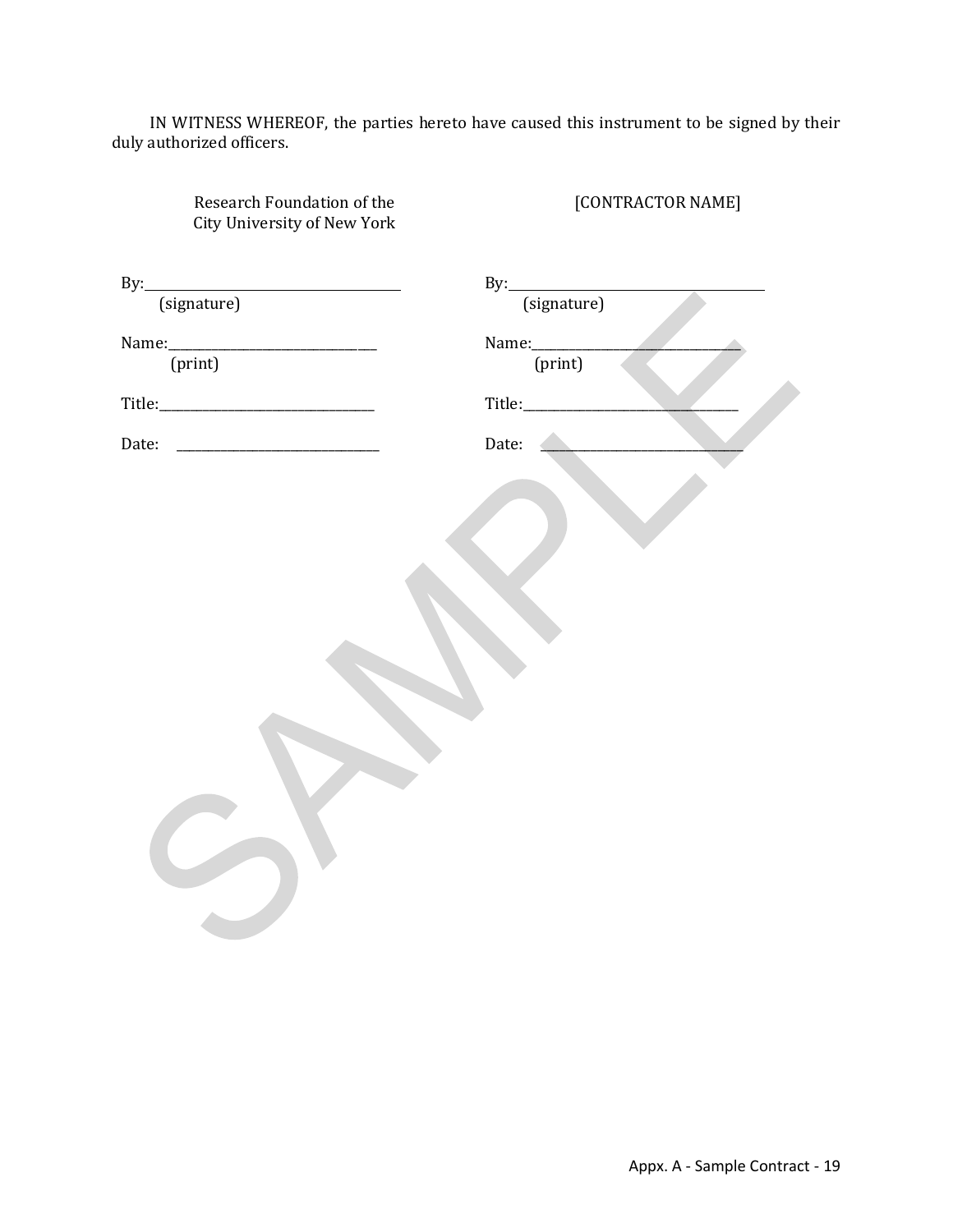IN WITNESS WHEREOF, the parties hereto have caused this instrument to be signed by their duly authorized officers.

| Research Foundation of the City University of New York | [CONTRACTOR NAME] |
| --- | --- |
| By:\_\_\_\_\_\_\_\_\_\_\_\_\_\_\_\_\_\_\_\_\_\_\_\_\_\_\_\_\_\_\_\_ (signature) | By:\_\_\_\_\_\_\_\_\_\_\_\_\_\_\_\_\_\_\_\_\_\_\_\_\_\_\_\_\_\_\_\_ (signature) |
| Name:\_\_\_\_\_\_\_\_\_\_\_\_\_\_\_\_\_\_\_\_\_\_\_\_\_\_\_\_ (print) | Name:\_\_\_\_\_\_\_\_\_\_\_\_\_\_\_\_\_\_\_\_\_\_\_\_\_\_\_\_ (print) |
| Title:\_\_\_\_\_\_\_\_\_\_\_\_\_\_\_\_\_\_\_\_\_\_\_\_\_\_\_\_ | Title:\_\_\_\_\_\_\_\_\_\_\_\_\_\_\_\_\_\_\_\_\_\_\_\_\_\_\_\_ |
| Date: \_\_\_\_\_\_\_\_\_\_\_\_\_\_\_\_\_\_\_\_\_\_\_\_\_\_\_\_ | Date: \_\_\_\_\_\_\_\_\_\_\_\_\_\_\_\_\_\_\_\_\_\_\_\_\_\_\_\_ |

SAMPLE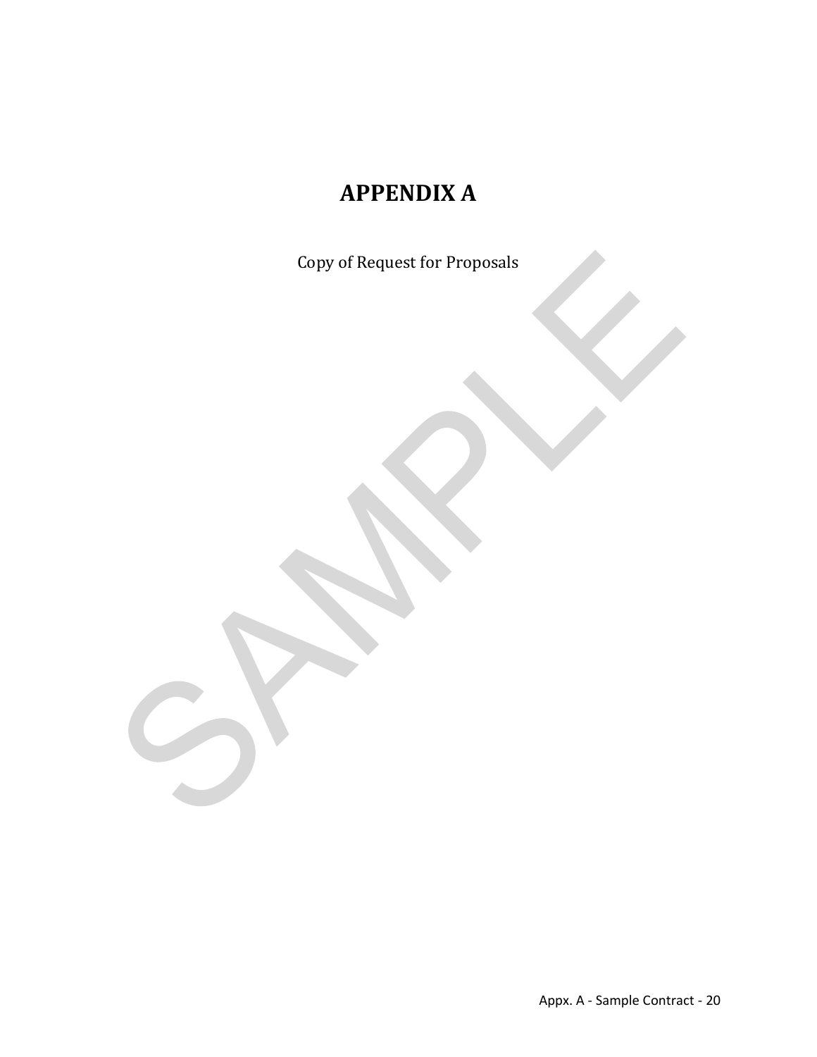# APPENDIX A

Copy of Request for Proposals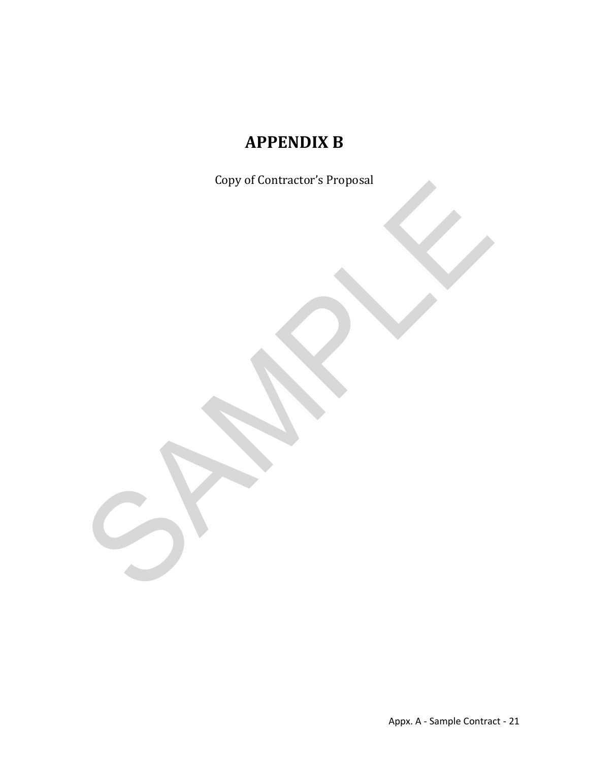# APPENDIX B

Copy of Contractor's Proposal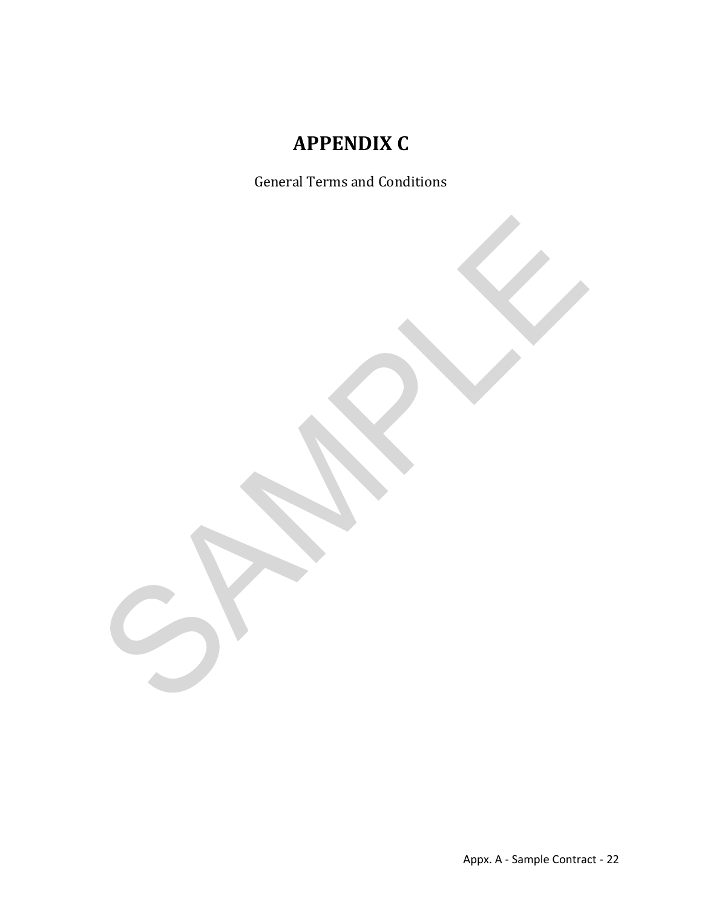# APPENDIX C

General Terms and Conditions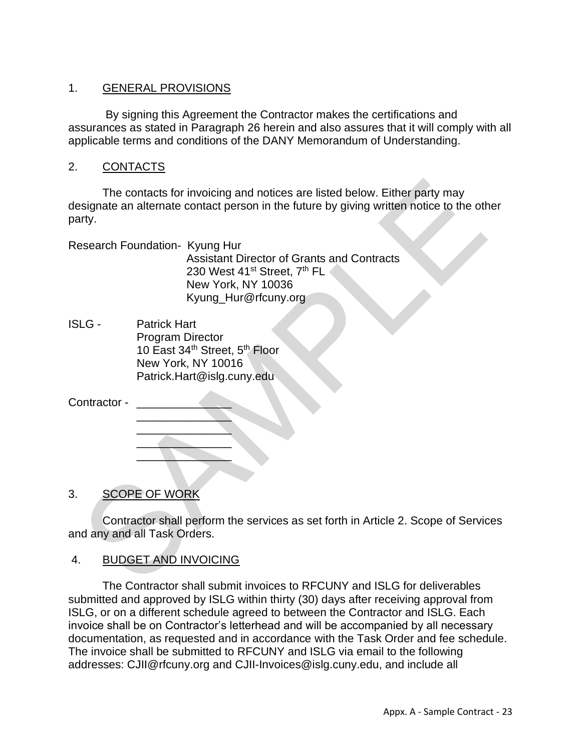1. GENERAL PROVISIONS

By signing this Agreement the Contractor makes the certifications and assurances as stated in Paragraph 26 herein and also assures that it will comply with all applicable terms and conditions of the DANY Memorandum of Understanding.

2. CONTACTS

The contacts for invoicing and notices are listed below. Either party may designate an alternate contact person in the future by giving written notice to the other party.

Research Foundation- Kyung Hur
Assistant Director of Grants and Contracts
230 West 41st Street, 7th FL
New York, NY 10036
Kyung_Hur@rfcuny.org

ISLG - Patrick Hart
Program Director
10 East 34th Street, 5th Floor
New York, NY 10016
Patrick.Hart@islg.cuny.edu

Contractor - _______________
_______________
_______________
_______________
_______________

3. SCOPE OF WORK

Contractor shall perform the services as set forth in Article 2. Scope of Services and any and all Task Orders.

4. BUDGET AND INVOICING

The Contractor shall submit invoices to RFCUNY and ISLG for deliverables submitted and approved by ISLG within thirty (30) days after receiving approval from ISLG, or on a different schedule agreed to between the Contractor and ISLG. Each invoice shall be on Contractor's letterhead and will be accompanied by all necessary documentation, as requested and in accordance with the Task Order and fee schedule. The invoice shall be submitted to RFCUNY and ISLG via email to the following addresses: CJII@rfcuny.org and CJII-Invoices@islg.cuny.edu, and include all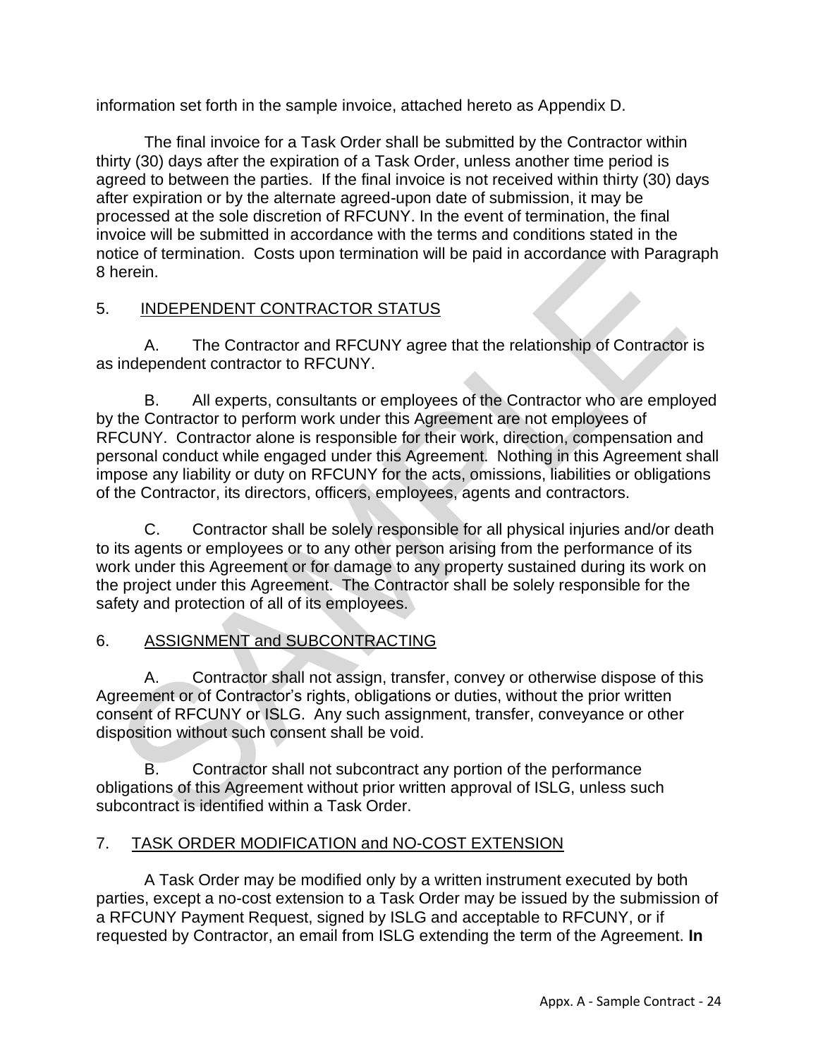information set forth in the sample invoice, attached hereto as Appendix D.

The final invoice for a Task Order shall be submitted by the Contractor within thirty (30) days after the expiration of a Task Order, unless another time period is agreed to between the parties. If the final invoice is not received within thirty (30) days after expiration or by the alternate agreed-upon date of submission, it may be processed at the sole discretion of RFCUNY. In the event of termination, the final invoice will be submitted in accordance with the terms and conditions stated in the notice of termination. Costs upon termination will be paid in accordance with Paragraph 8 herein.

5. INDEPENDENT CONTRACTOR STATUS

A. The Contractor and RFCUNY agree that the relationship of Contractor is as independent contractor to RFCUNY.

B. All experts, consultants or employees of the Contractor who are employed by the Contractor to perform work under this Agreement are not employees of RFCUNY. Contractor alone is responsible for their work, direction, compensation and personal conduct while engaged under this Agreement. Nothing in this Agreement shall impose any liability or duty on RFCUNY for the acts, omissions, liabilities or obligations of the Contractor, its directors, officers, employees, agents and contractors.

C. Contractor shall be solely responsible for all physical injuries and/or death to its agents or employees or to any other person arising from the performance of its work under this Agreement or for damage to any property sustained during its work on the project under this Agreement. The Contractor shall be solely responsible for the safety and protection of all of its employees.

6. ASSIGNMENT and SUBCONTRACTING

A. Contractor shall not assign, transfer, convey or otherwise dispose of this Agreement or of Contractor's rights, obligations or duties, without the prior written consent of RFCUNY or ISLG. Any such assignment, transfer, conveyance or other disposition without such consent shall be void.

B. Contractor shall not subcontract any portion of the performance obligations of this Agreement without prior written approval of ISLG, unless such subcontract is identified within a Task Order.

7. TASK ORDER MODIFICATION and NO-COST EXTENSION

A Task Order may be modified only by a written instrument executed by both parties, except a no-cost extension to a Task Order may be issued by the submission of a RFCUNY Payment Request, signed by ISLG and acceptable to RFCUNY, or if requested by Contractor, an email from ISLG extending the term of the Agreement. **In**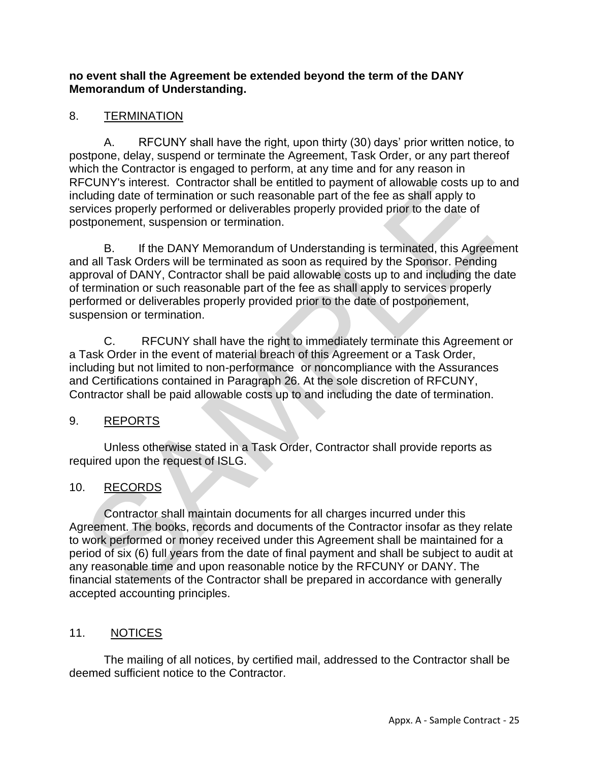**no event shall the Agreement be extended beyond the term of the DANY Memorandum of Understanding.**

8. TERMINATION

A. RFCUNY shall have the right, upon thirty (30) days' prior written notice, to postpone, delay, suspend or terminate the Agreement, Task Order, or any part thereof which the Contractor is engaged to perform, at any time and for any reason in RFCUNY's interest. Contractor shall be entitled to payment of allowable costs up to and including date of termination or such reasonable part of the fee as shall apply to services properly performed or deliverables properly provided prior to the date of postponement, suspension or termination.

B. If the DANY Memorandum of Understanding is terminated, this Agreement and all Task Orders will be terminated as soon as required by the Sponsor. Pending approval of DANY, Contractor shall be paid allowable costs up to and including the date of termination or such reasonable part of the fee as shall apply to services properly performed or deliverables properly provided prior to the date of postponement, suspension or termination.

C. RFCUNY shall have the right to immediately terminate this Agreement or a Task Order in the event of material breach of this Agreement or a Task Order, including but not limited to non-performance or noncompliance with the Assurances and Certifications contained in Paragraph 26. At the sole discretion of RFCUNY, Contractor shall be paid allowable costs up to and including the date of termination.

9. REPORTS

Unless otherwise stated in a Task Order, Contractor shall provide reports as required upon the request of ISLG.

10. RECORDS

Contractor shall maintain documents for all charges incurred under this Agreement. The books, records and documents of the Contractor insofar as they relate to work performed or money received under this Agreement shall be maintained for a period of six (6) full years from the date of final payment and shall be subject to audit at any reasonable time and upon reasonable notice by the RFCUNY or DANY. The financial statements of the Contractor shall be prepared in accordance with generally accepted accounting principles.

11. NOTICES

The mailing of all notices, by certified mail, addressed to the Contractor shall be deemed sufficient notice to the Contractor.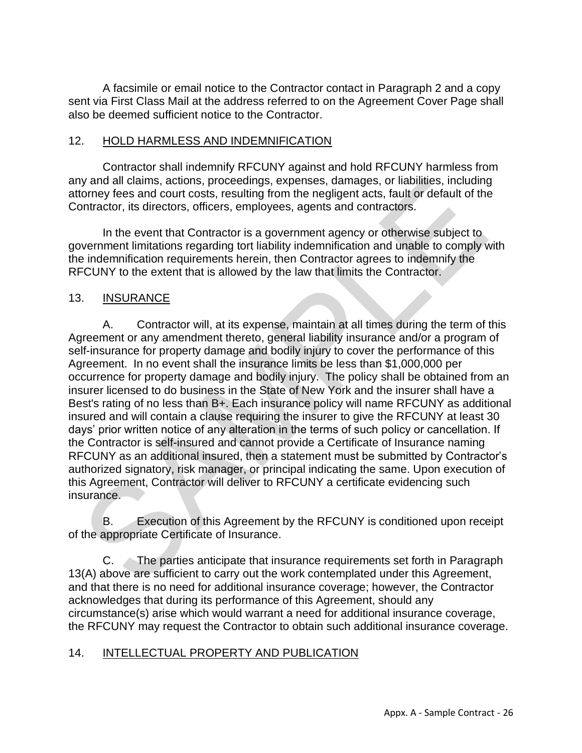A facsimile or email notice to the Contractor contact in Paragraph 2 and a copy sent via First Class Mail at the address referred to on the Agreement Cover Page shall also be deemed sufficient notice to the Contractor.

12. HOLD HARMLESS AND INDEMNIFICATION

Contractor shall indemnify RFCUNY against and hold RFCUNY harmless from any and all claims, actions, proceedings, expenses, damages, or liabilities, including attorney fees and court costs, resulting from the negligent acts, fault or default of the Contractor, its directors, officers, employees, agents and contractors.

In the event that Contractor is a government agency or otherwise subject to government limitations regarding tort liability indemnification and unable to comply with the indemnification requirements herein, then Contractor agrees to indemnify the RFCUNY to the extent that is allowed by the law that limits the Contractor.

13. INSURANCE

A. Contractor will, at its expense, maintain at all times during the term of this Agreement or any amendment thereto, general liability insurance and/or a program of self-insurance for property damage and bodily injury to cover the performance of this Agreement. In no event shall the insurance limits be less than $1,000,000 per occurrence for property damage and bodily injury. The policy shall be obtained from an insurer licensed to do business in the State of New York and the insurer shall have a Best's rating of no less than B+. Each insurance policy will name RFCUNY as additional insured and will contain a clause requiring the insurer to give the RFCUNY at least 30 days' prior written notice of any alteration in the terms of such policy or cancellation. If the Contractor is self-insured and cannot provide a Certificate of Insurance naming RFCUNY as an additional insured, then a statement must be submitted by Contractor's authorized signatory, risk manager, or principal indicating the same. Upon execution of this Agreement, Contractor will deliver to RFCUNY a certificate evidencing such insurance.

B. Execution of this Agreement by the RFCUNY is conditioned upon receipt of the appropriate Certificate of Insurance.

C. The parties anticipate that insurance requirements set forth in Paragraph 13(A) above are sufficient to carry out the work contemplated under this Agreement, and that there is no need for additional insurance coverage; however, the Contractor acknowledges that during its performance of this Agreement, should any circumstance(s) arise which would warrant a need for additional insurance coverage, the RFCUNY may request the Contractor to obtain such additional insurance coverage.

14. INTELLECTUAL PROPERTY AND PUBLICATION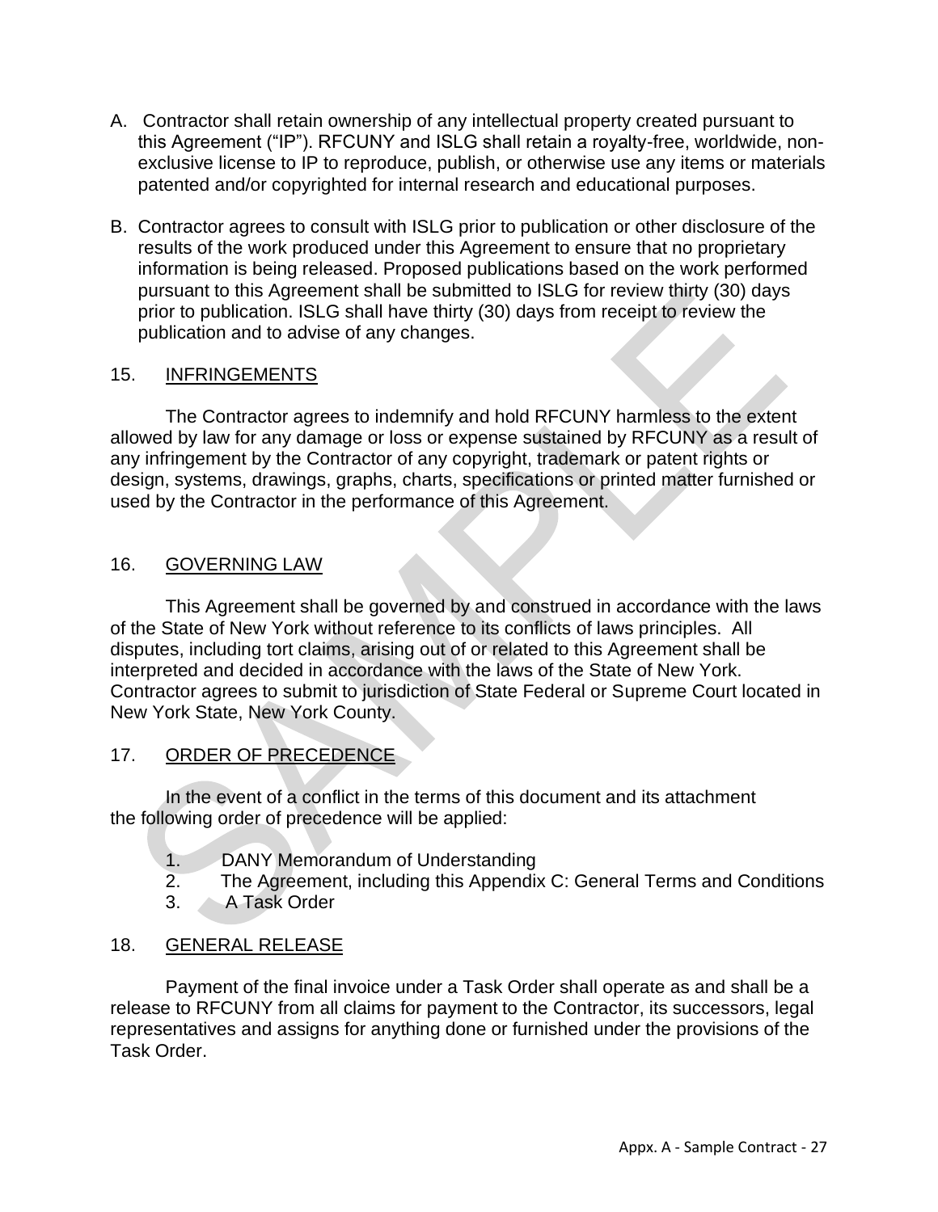A. Contractor shall retain ownership of any intellectual property created pursuant to this Agreement ("IP"). RFCUNY and ISLG shall retain a royalty-free, worldwide, non-exclusive license to IP to reproduce, publish, or otherwise use any items or materials patented and/or copyrighted for internal research and educational purposes.

B. Contractor agrees to consult with ISLG prior to publication or other disclosure of the results of the work produced under this Agreement to ensure that no proprietary information is being released. Proposed publications based on the work performed pursuant to this Agreement shall be submitted to ISLG for review thirty (30) days prior to publication. ISLG shall have thirty (30) days from receipt to review the publication and to advise of any changes.

## 15. INFRINGEMENTS

The Contractor agrees to indemnify and hold RFCUNY harmless to the extent allowed by law for any damage or loss or expense sustained by RFCUNY as a result of any infringement by the Contractor of any copyright, trademark or patent rights or design, systems, drawings, graphs, charts, specifications or printed matter furnished or used by the Contractor in the performance of this Agreement.

## 16. GOVERNING LAW

This Agreement shall be governed by and construed in accordance with the laws of the State of New York without reference to its conflicts of laws principles. All disputes, including tort claims, arising out of or related to this Agreement shall be interpreted and decided in accordance with the laws of the State of New York. Contractor agrees to submit to jurisdiction of State Federal or Supreme Court located in New York State, New York County.

## 17. ORDER OF PRECEDENCE

In the event of a conflict in the terms of this document and its attachment the following order of precedence will be applied:

1. DANY Memorandum of Understanding
2. The Agreement, including this Appendix C: General Terms and Conditions
3. A Task Order

## 18. GENERAL RELEASE

Payment of the final invoice under a Task Order shall operate as and shall be a release to RFCUNY from all claims for payment to the Contractor, its successors, legal representatives and assigns for anything done or furnished under the provisions of the Task Order.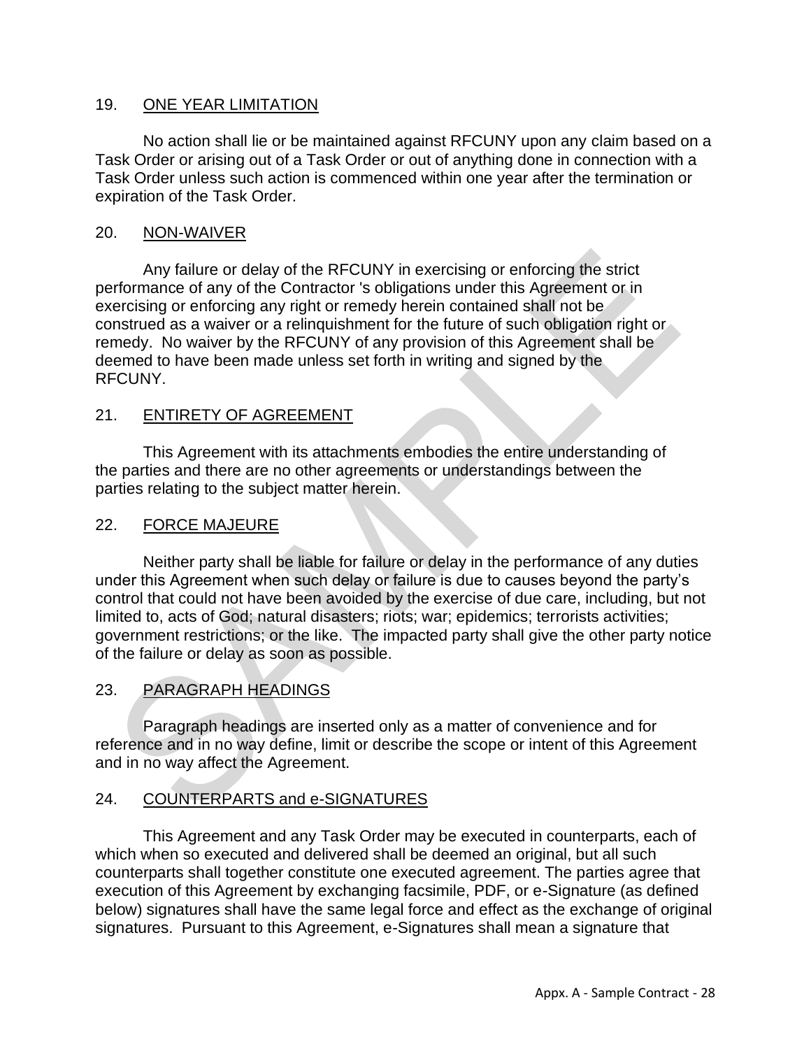## 19. ONE YEAR LIMITATION

No action shall lie or be maintained against RFCUNY upon any claim based on a Task Order or arising out of a Task Order or out of anything done in connection with a Task Order unless such action is commenced within one year after the termination or expiration of the Task Order.

## 20. NON-WAIVER

Any failure or delay of the RFCUNY in exercising or enforcing the strict performance of any of the Contractor 's obligations under this Agreement or in exercising or enforcing any right or remedy herein contained shall not be construed as a waiver or a relinquishment for the future of such obligation right or remedy. No waiver by the RFCUNY of any provision of this Agreement shall be deemed to have been made unless set forth in writing and signed by the RFCUNY.

## 21. ENTIRETY OF AGREEMENT

This Agreement with its attachments embodies the entire understanding of the parties and there are no other agreements or understandings between the parties relating to the subject matter herein.

## 22. FORCE MAJEURE

Neither party shall be liable for failure or delay in the performance of any duties under this Agreement when such delay or failure is due to causes beyond the party's control that could not have been avoided by the exercise of due care, including, but not limited to, acts of God; natural disasters; riots; war; epidemics; terrorists activities; government restrictions; or the like. The impacted party shall give the other party notice of the failure or delay as soon as possible.

## 23. PARAGRAPH HEADINGS

Paragraph headings are inserted only as a matter of convenience and for reference and in no way define, limit or describe the scope or intent of this Agreement and in no way affect the Agreement.

## 24. COUNTERPARTS and e-SIGNATURES

This Agreement and any Task Order may be executed in counterparts, each of which when so executed and delivered shall be deemed an original, but all such counterparts shall together constitute one executed agreement. The parties agree that execution of this Agreement by exchanging facsimile, PDF, or e-Signature (as defined below) signatures shall have the same legal force and effect as the exchange of original signatures. Pursuant to this Agreement, e-Signatures shall mean a signature that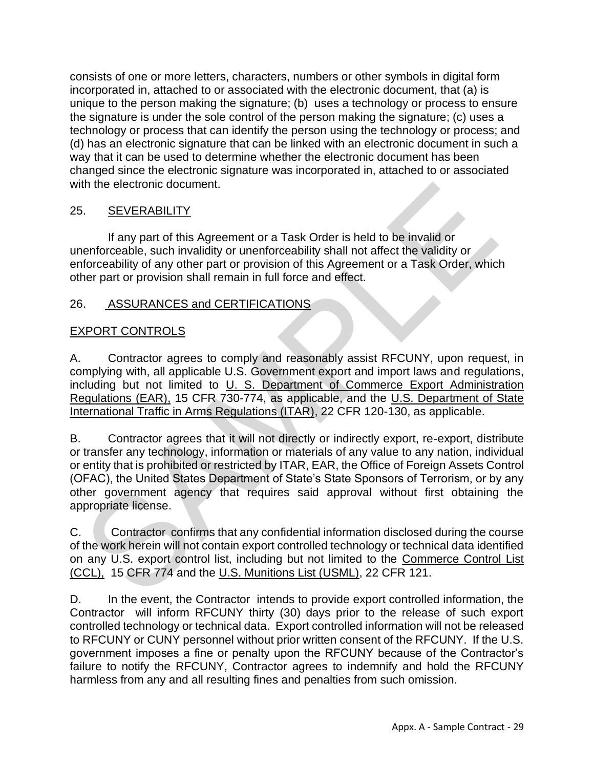consists of one or more letters, characters, numbers or other symbols in digital form incorporated in, attached to or associated with the electronic document, that (a) is unique to the person making the signature; (b) uses a technology or process to ensure the signature is under the sole control of the person making the signature; (c) uses a technology or process that can identify the person using the technology or process; and (d) has an electronic signature that can be linked with an electronic document in such a way that it can be used to determine whether the electronic document has been changed since the electronic signature was incorporated in, attached to or associated with the electronic document.

25. SEVERABILITY

If any part of this Agreement or a Task Order is held to be invalid or unenforceable, such invalidity or unenforceability shall not affect the validity or enforceability of any other part or provision of this Agreement or a Task Order, which other part or provision shall remain in full force and effect.

26. ASSURANCES and CERTIFICATIONS

EXPORT CONTROLS

A. Contractor agrees to comply and reasonably assist RFCUNY, upon request, in complying with, all applicable U.S. Government export and import laws and regulations, including but not limited to U. S. Department of Commerce Export Administration Regulations (EAR), 15 CFR 730-774, as applicable, and the U.S. Department of State International Traffic in Arms Regulations (ITAR), 22 CFR 120-130, as applicable.

B. Contractor agrees that it will not directly or indirectly export, re-export, distribute or transfer any technology, information or materials of any value to any nation, individual or entity that is prohibited or restricted by ITAR, EAR, the Office of Foreign Assets Control (OFAC), the United States Department of State's State Sponsors of Terrorism, or by any other government agency that requires said approval without first obtaining the appropriate license.

C. Contractor confirms that any confidential information disclosed during the course of the work herein will not contain export controlled technology or technical data identified on any U.S. export control list, including but not limited to the Commerce Control List (CCL), 15 CFR 774 and the U.S. Munitions List (USML), 22 CFR 121.

D. In the event, the Contractor intends to provide export controlled information, the Contractor will inform RFCUNY thirty (30) days prior to the release of such export controlled technology or technical data. Export controlled information will not be released to RFCUNY or CUNY personnel without prior written consent of the RFCUNY. If the U.S. government imposes a fine or penalty upon the RFCUNY because of the Contractor's failure to notify the RFCUNY, Contractor agrees to indemnify and hold the RFCUNY harmless from any and all resulting fines and penalties from such omission.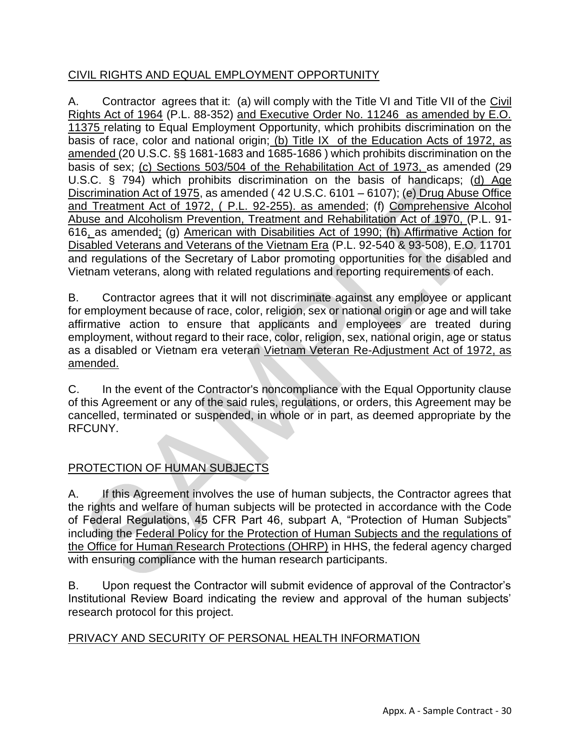## CIVIL RIGHTS AND EQUAL EMPLOYMENT OPPORTUNITY

A. Contractor agrees that it: (a) will comply with the Title VI and Title VII of the Civil Rights Act of 1964 (P.L. 88-352) and Executive Order No. 11246 as amended by E.O. 11375 relating to Equal Employment Opportunity, which prohibits discrimination on the basis of race, color and national origin; (b) Title IX of the Education Acts of 1972, as amended (20 U.S.C. §§ 1681-1683 and 1685-1686 ) which prohibits discrimination on the basis of sex; (c) Sections 503/504 of the Rehabilitation Act of 1973, as amended (29 U.S.C. § 794) which prohibits discrimination on the basis of handicaps; (d) Age Discrimination Act of 1975, as amended ( 42 U.S.C. 6101 – 6107); (e) Drug Abuse Office and Treatment Act of 1972, ( P.L. 92-255). as amended; (f) Comprehensive Alcohol Abuse and Alcoholism Prevention, Treatment and Rehabilitation Act of 1970, (P.L. 91-616, as amended; (g) American with Disabilities Act of 1990; (h) Affirmative Action for Disabled Veterans and Veterans of the Vietnam Era (P.L. 92-540 & 93-508), E.O. 11701 and regulations of the Secretary of Labor promoting opportunities for the disabled and Vietnam veterans, along with related regulations and reporting requirements of each.

B. Contractor agrees that it will not discriminate against any employee or applicant for employment because of race, color, religion, sex or national origin or age and will take affirmative action to ensure that applicants and employees are treated during employment, without regard to their race, color, religion, sex, national origin, age or status as a disabled or Vietnam era veteran Vietnam Veteran Re-Adjustment Act of 1972, as amended.

C. In the event of the Contractor's noncompliance with the Equal Opportunity clause of this Agreement or any of the said rules, regulations, or orders, this Agreement may be cancelled, terminated or suspended, in whole or in part, as deemed appropriate by the RFCUNY.

## PROTECTION OF HUMAN SUBJECTS

A. If this Agreement involves the use of human subjects, the Contractor agrees that the rights and welfare of human subjects will be protected in accordance with the Code of Federal Regulations, 45 CFR Part 46, subpart A, "Protection of Human Subjects" including the Federal Policy for the Protection of Human Subjects and the regulations of the Office for Human Research Protections (OHRP) in HHS, the federal agency charged with ensuring compliance with the human research participants.

B. Upon request the Contractor will submit evidence of approval of the Contractor's Institutional Review Board indicating the review and approval of the human subjects' research protocol for this project.

## PRIVACY AND SECURITY OF PERSONAL HEALTH INFORMATION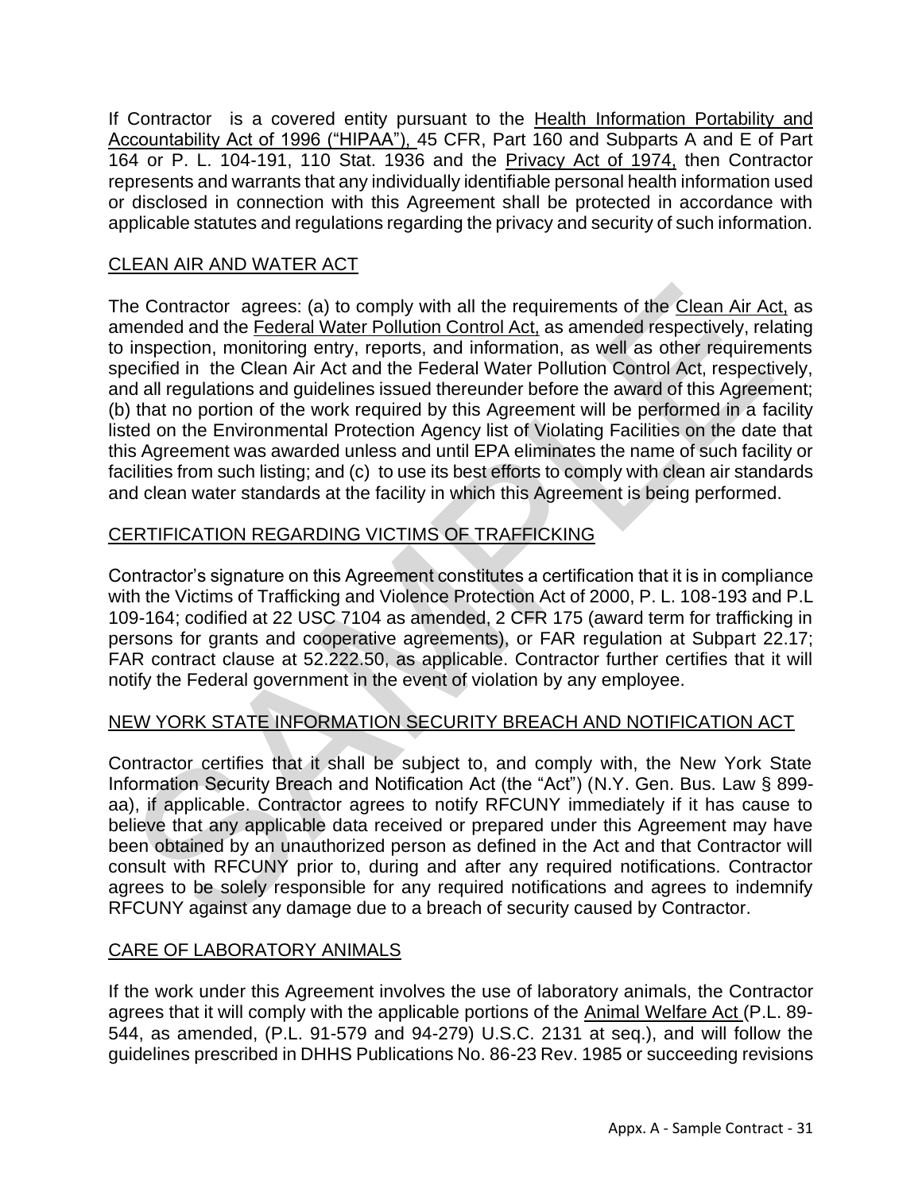If Contractor is a covered entity pursuant to the Health Information Portability and Accountability Act of 1996 ("HIPAA"), 45 CFR, Part 160 and Subparts A and E of Part 164 or P. L. 104-191, 110 Stat. 1936 and the Privacy Act of 1974, then Contractor represents and warrants that any individually identifiable personal health information used or disclosed in connection with this Agreement shall be protected in accordance with applicable statutes and regulations regarding the privacy and security of such information.

## CLEAN AIR AND WATER ACT

The Contractor agrees: (a) to comply with all the requirements of the Clean Air Act, as amended and the Federal Water Pollution Control Act, as amended respectively, relating to inspection, monitoring entry, reports, and information, as well as other requirements specified in the Clean Air Act and the Federal Water Pollution Control Act, respectively, and all regulations and guidelines issued thereunder before the award of this Agreement; (b) that no portion of the work required by this Agreement will be performed in a facility listed on the Environmental Protection Agency list of Violating Facilities on the date that this Agreement was awarded unless and until EPA eliminates the name of such facility or facilities from such listing; and (c) to use its best efforts to comply with clean air standards and clean water standards at the facility in which this Agreement is being performed.

## CERTIFICATION REGARDING VICTIMS OF TRAFFICKING

Contractor's signature on this Agreement constitutes a certification that it is in compliance with the Victims of Trafficking and Violence Protection Act of 2000, P. L. 108-193 and P.L 109-164; codified at 22 USC 7104 as amended, 2 CFR 175 (award term for trafficking in persons for grants and cooperative agreements), or FAR regulation at Subpart 22.17; FAR contract clause at 52.222.50, as applicable. Contractor further certifies that it will notify the Federal government in the event of violation by any employee.

## NEW YORK STATE INFORMATION SECURITY BREACH AND NOTIFICATION ACT

Contractor certifies that it shall be subject to, and comply with, the New York State Information Security Breach and Notification Act (the "Act") (N.Y. Gen. Bus. Law § 899-aa), if applicable. Contractor agrees to notify RFCUNY immediately if it has cause to believe that any applicable data received or prepared under this Agreement may have been obtained by an unauthorized person as defined in the Act and that Contractor will consult with RFCUNY prior to, during and after any required notifications. Contractor agrees to be solely responsible for any required notifications and agrees to indemnify RFCUNY against any damage due to a breach of security caused by Contractor.

## CARE OF LABORATORY ANIMALS

If the work under this Agreement involves the use of laboratory animals, the Contractor agrees that it will comply with the applicable portions of the Animal Welfare Act (P.L. 89-544, as amended, (P.L. 91-579 and 94-279) U.S.C. 2131 at seq.), and will follow the guidelines prescribed in DHHS Publications No. 86-23 Rev. 1985 or succeeding revisions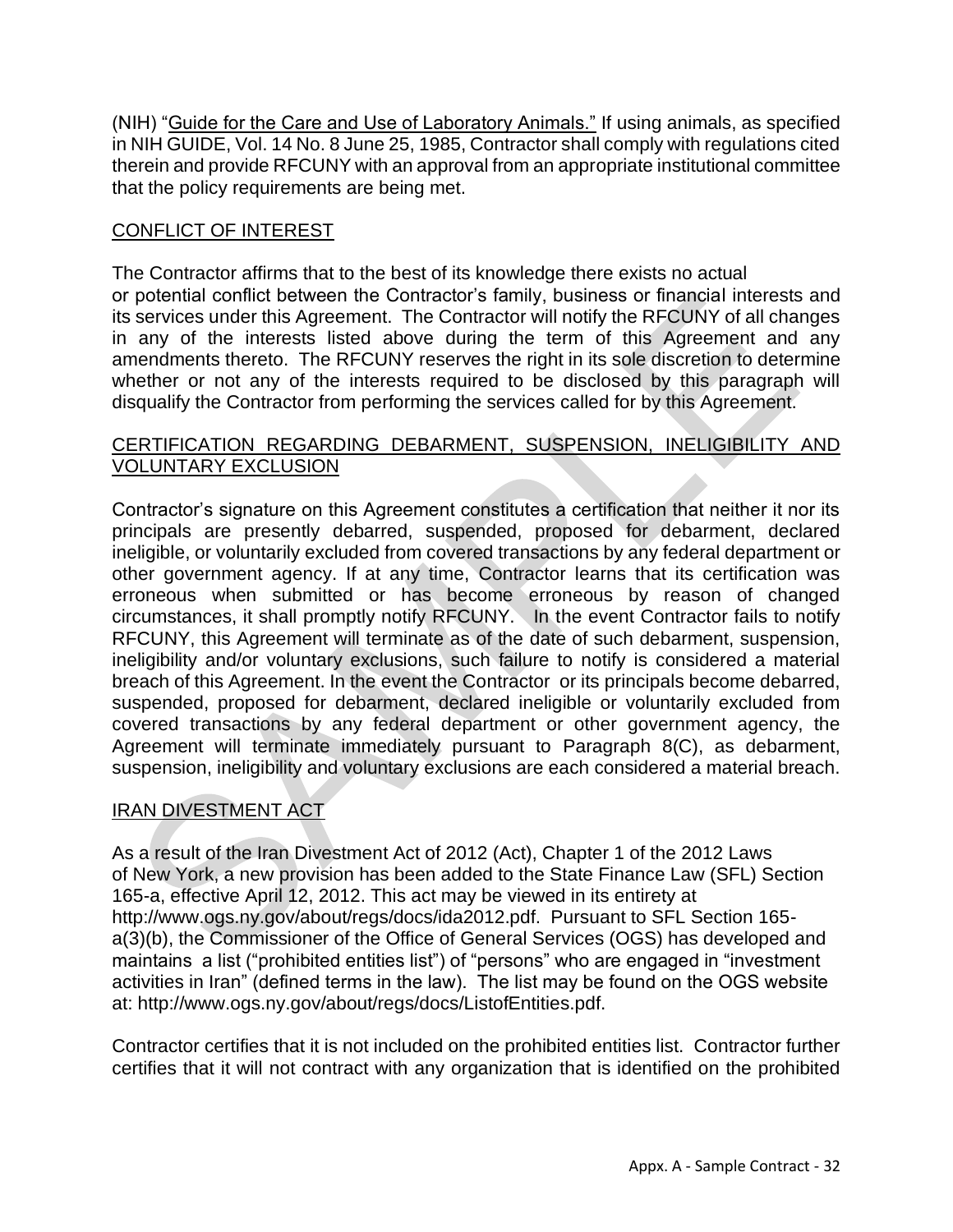(NIH) "Guide for the Care and Use of Laboratory Animals." If using animals, as specified in NIH GUIDE, Vol. 14 No. 8 June 25, 1985, Contractor shall comply with regulations cited therein and provide RFCUNY with an approval from an appropriate institutional committee that the policy requirements are being met.

## CONFLICT OF INTEREST

The Contractor affirms that to the best of its knowledge there exists no actual or potential conflict between the Contractor's family, business or financial interests and its services under this Agreement. The Contractor will notify the RFCUNY of all changes in any of the interests listed above during the term of this Agreement and any amendments thereto. The RFCUNY reserves the right in its sole discretion to determine whether or not any of the interests required to be disclosed by this paragraph will disqualify the Contractor from performing the services called for by this Agreement.

## CERTIFICATION REGARDING DEBARMENT, SUSPENSION, INELIGIBILITY AND VOLUNTARY EXCLUSION

Contractor's signature on this Agreement constitutes a certification that neither it nor its principals are presently debarred, suspended, proposed for debarment, declared ineligible, or voluntarily excluded from covered transactions by any federal department or other government agency. If at any time, Contractor learns that its certification was erroneous when submitted or has become erroneous by reason of changed circumstances, it shall promptly notify RFCUNY. In the event Contractor fails to notify RFCUNY, this Agreement will terminate as of the date of such debarment, suspension, ineligibility and/or voluntary exclusions, such failure to notify is considered a material breach of this Agreement. In the event the Contractor or its principals become debarred, suspended, proposed for debarment, declared ineligible or voluntarily excluded from covered transactions by any federal department or other government agency, the Agreement will terminate immediately pursuant to Paragraph 8(C), as debarment, suspension, ineligibility and voluntary exclusions are each considered a material breach.

## IRAN DIVESTMENT ACT

As a result of the Iran Divestment Act of 2012 (Act), Chapter 1 of the 2012 Laws of New York, a new provision has been added to the State Finance Law (SFL) Section 165-a, effective April 12, 2012. This act may be viewed in its entirety at http://www.ogs.ny.gov/about/regs/docs/ida2012.pdf. Pursuant to SFL Section 165-a(3)(b), the Commissioner of the Office of General Services (OGS) has developed and maintains a list ("prohibited entities list") of "persons" who are engaged in "investment activities in Iran" (defined terms in the law). The list may be found on the OGS website at: http://www.ogs.ny.gov/about/regs/docs/ListofEntities.pdf.

Contractor certifies that it is not included on the prohibited entities list. Contractor further certifies that it will not contract with any organization that is identified on the prohibited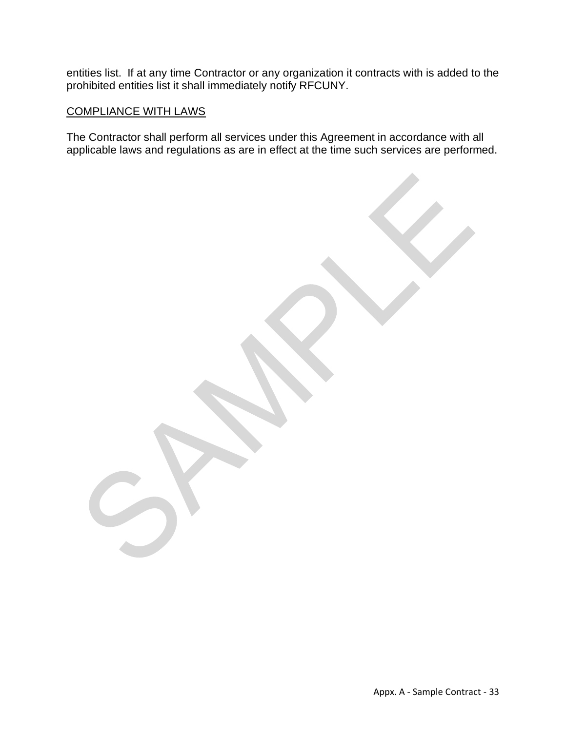entities list. If at any time Contractor or any organization it contracts with is added to the prohibited entities list it shall immediately notify RFCUNY.

COMPLIANCE WITH LAWS

The Contractor shall perform all services under this Agreement in accordance with all applicable laws and regulations as are in effect at the time such services are performed.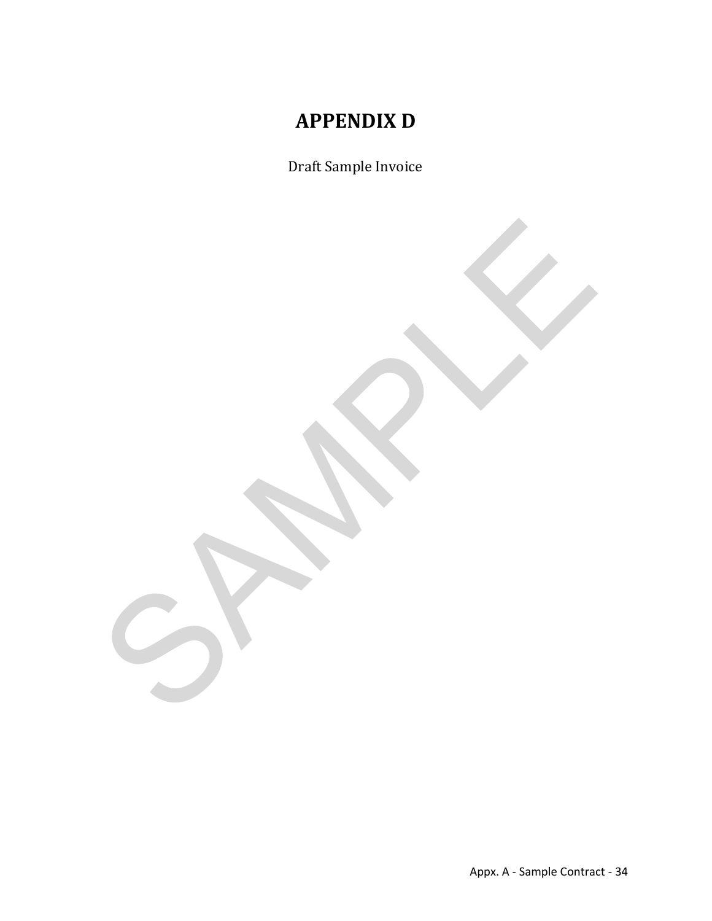# APPENDIX D

Draft Sample Invoice

SAMPLE